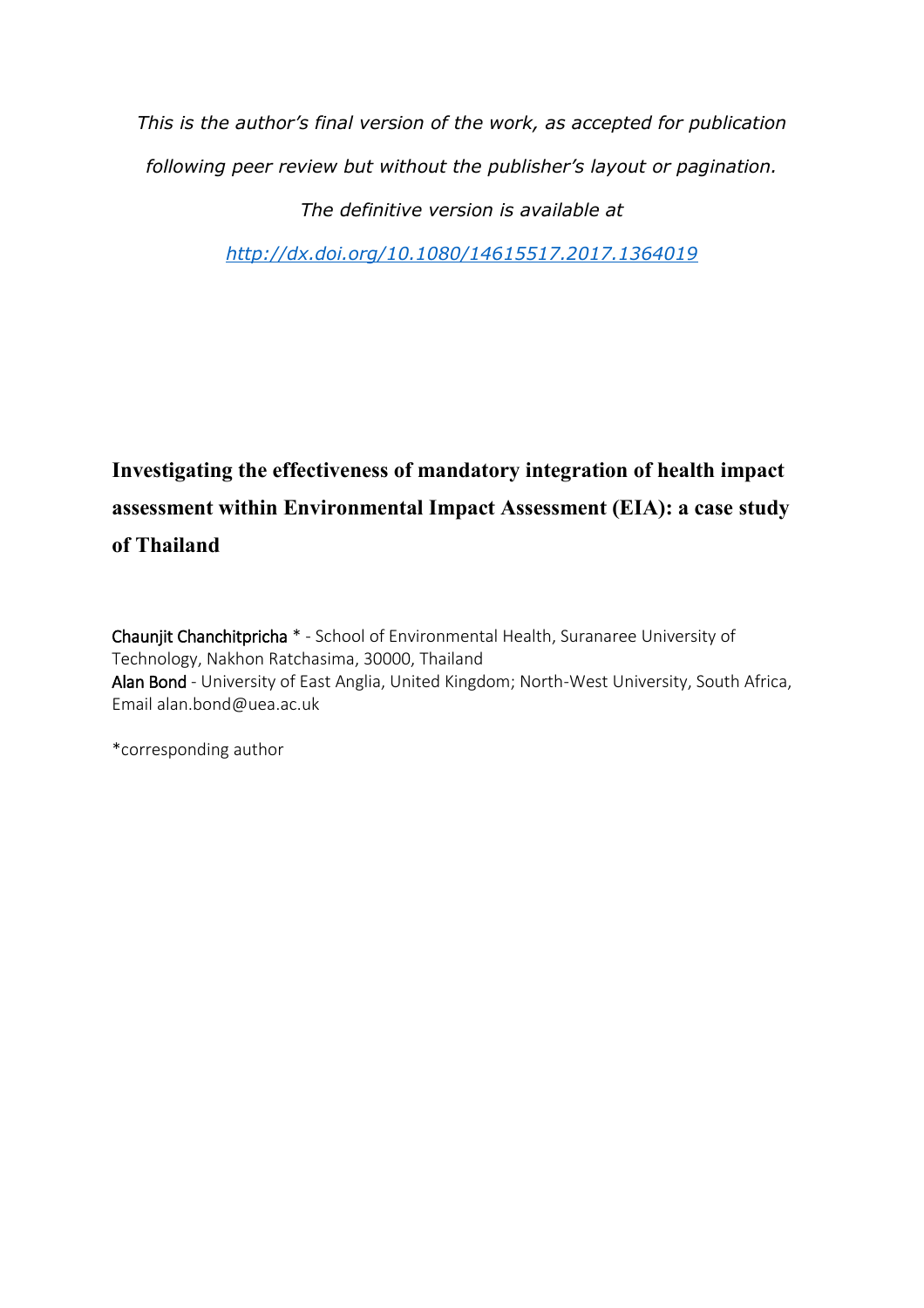*This is the author's final version of the work, as accepted for publication following peer review but without the publisher's layout or pagination.*

*The definitive version is available at*

*http://dx.doi.org/10.1080/14615517.2017.1364019*

# Investigating the effectiveness of mandatory integration of health impact assessment within Environmental Impact Assessment (EIA): a case study of Thailand

Chaunjit Chanchitpricha * - School of Environmental Health, Suranaree University of Technology, Nakhon Ratchasima, 30000, Thailand
Alan Bond - University of East Anglia, United Kingdom; North-West University, South Africa, Email alan.bond@uea.ac.uk

*corresponding author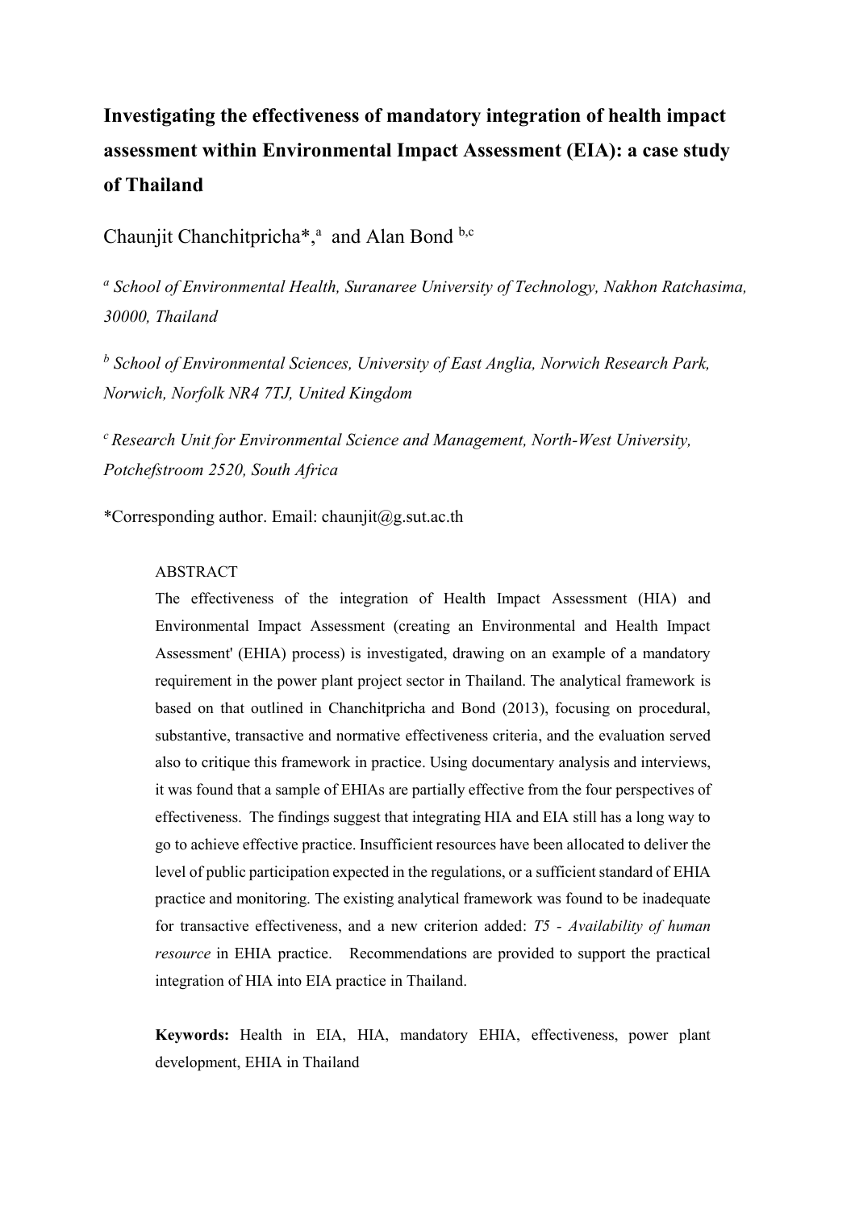# Investigating the effectiveness of mandatory integration of health impact assessment within Environmental Impact Assessment (EIA): a case study of Thailand

Chaunjit Chanchitpricha*,[a] and Alan Bond [b,c]

[a] *School of Environmental Health, Suranaree University of Technology, Nakhon Ratchasima, 30000, Thailand*

[b] *School of Environmental Sciences, University of East Anglia, Norwich Research Park, Norwich, Norfolk NR4 7TJ, United Kingdom*

[c] *Research Unit for Environmental Science and Management, North-West University, Potchefstroom 2520, South Africa*

*Corresponding author. Email: chaunjit@g.sut.ac.th

ABSTRACT

The effectiveness of the integration of Health Impact Assessment (HIA) and Environmental Impact Assessment (creating an Environmental and Health Impact Assessment' (EHIA) process) is investigated, drawing on an example of a mandatory requirement in the power plant project sector in Thailand. The analytical framework is based on that outlined in Chanchitpricha and Bond (2013), focusing on procedural, substantive, transactive and normative effectiveness criteria, and the evaluation served also to critique this framework in practice. Using documentary analysis and interviews, it was found that a sample of EHIAs are partially effective from the four perspectives of effectiveness. The findings suggest that integrating HIA and EIA still has a long way to go to achieve effective practice. Insufficient resources have been allocated to deliver the level of public participation expected in the regulations, or a sufficient standard of EHIA practice and monitoring. The existing analytical framework was found to be inadequate for transactive effectiveness, and a new criterion added: *T5 - Availability of human resource* in EHIA practice. Recommendations are provided to support the practical integration of HIA into EIA practice in Thailand.

**Keywords:** Health in EIA, HIA, mandatory EHIA, effectiveness, power plant development, EHIA in Thailand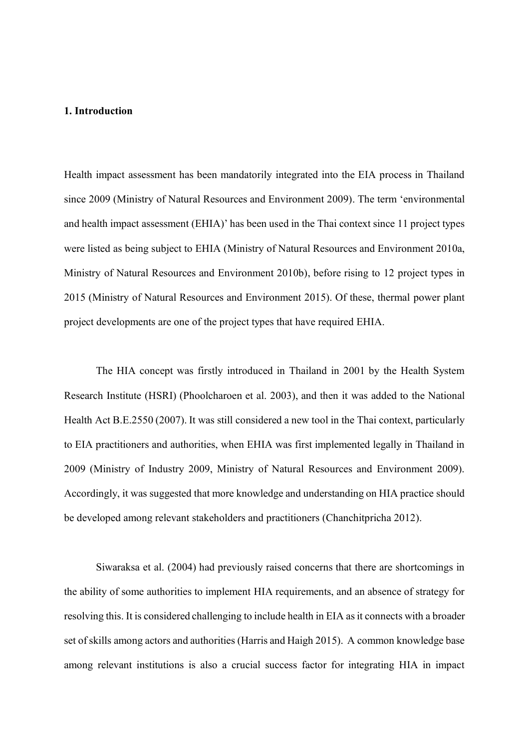## 1. Introduction

Health impact assessment has been mandatorily integrated into the EIA process in Thailand since 2009 (Ministry of Natural Resources and Environment 2009). The term 'environmental and health impact assessment (EHIA)' has been used in the Thai context since 11 project types were listed as being subject to EHIA (Ministry of Natural Resources and Environment 2010a, Ministry of Natural Resources and Environment 2010b), before rising to 12 project types in 2015 (Ministry of Natural Resources and Environment 2015). Of these, thermal power plant project developments are one of the project types that have required EHIA.

The HIA concept was firstly introduced in Thailand in 2001 by the Health System Research Institute (HSRI) (Phoolcharoen et al. 2003), and then it was added to the National Health Act B.E.2550 (2007). It was still considered a new tool in the Thai context, particularly to EIA practitioners and authorities, when EHIA was first implemented legally in Thailand in 2009 (Ministry of Industry 2009, Ministry of Natural Resources and Environment 2009). Accordingly, it was suggested that more knowledge and understanding on HIA practice should be developed among relevant stakeholders and practitioners (Chanchitpricha 2012).

Siwaraksa et al. (2004) had previously raised concerns that there are shortcomings in the ability of some authorities to implement HIA requirements, and an absence of strategy for resolving this. It is considered challenging to include health in EIA as it connects with a broader set of skills among actors and authorities (Harris and Haigh 2015). A common knowledge base among relevant institutions is also a crucial success factor for integrating HIA in impact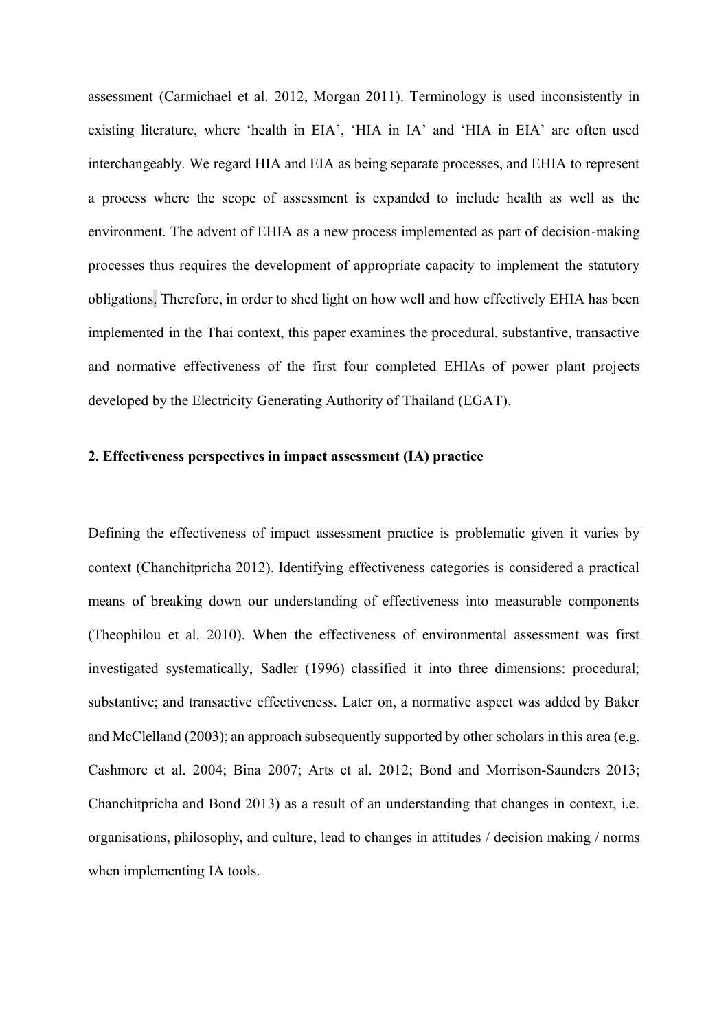assessment (Carmichael et al. 2012, Morgan 2011). Terminology is used inconsistently in existing literature, where 'health in EIA', 'HIA in IA' and 'HIA in EIA' are often used interchangeably. We regard HIA and EIA as being separate processes, and EHIA to represent a process where the scope of assessment is expanded to include health as well as the environment. The advent of EHIA as a new process implemented as part of decision-making processes thus requires the development of appropriate capacity to implement the statutory obligations. Therefore, in order to shed light on how well and how effectively EHIA has been implemented in the Thai context, this paper examines the procedural, substantive, transactive and normative effectiveness of the first four completed EHIAs of power plant projects developed by the Electricity Generating Authority of Thailand (EGAT).

## 2. Effectiveness perspectives in impact assessment (IA) practice

Defining the effectiveness of impact assessment practice is problematic given it varies by context (Chanchitpricha 2012). Identifying effectiveness categories is considered a practical means of breaking down our understanding of effectiveness into measurable components (Theophilou et al. 2010). When the effectiveness of environmental assessment was first investigated systematically, Sadler (1996) classified it into three dimensions: procedural; substantive; and transactive effectiveness. Later on, a normative aspect was added by Baker and McClelland (2003); an approach subsequently supported by other scholars in this area (e.g. Cashmore et al. 2004; Bina 2007; Arts et al. 2012; Bond and Morrison-Saunders 2013; Chanchitpricha and Bond 2013) as a result of an understanding that changes in context, i.e. organisations, philosophy, and culture, lead to changes in attitudes / decision making / norms when implementing IA tools.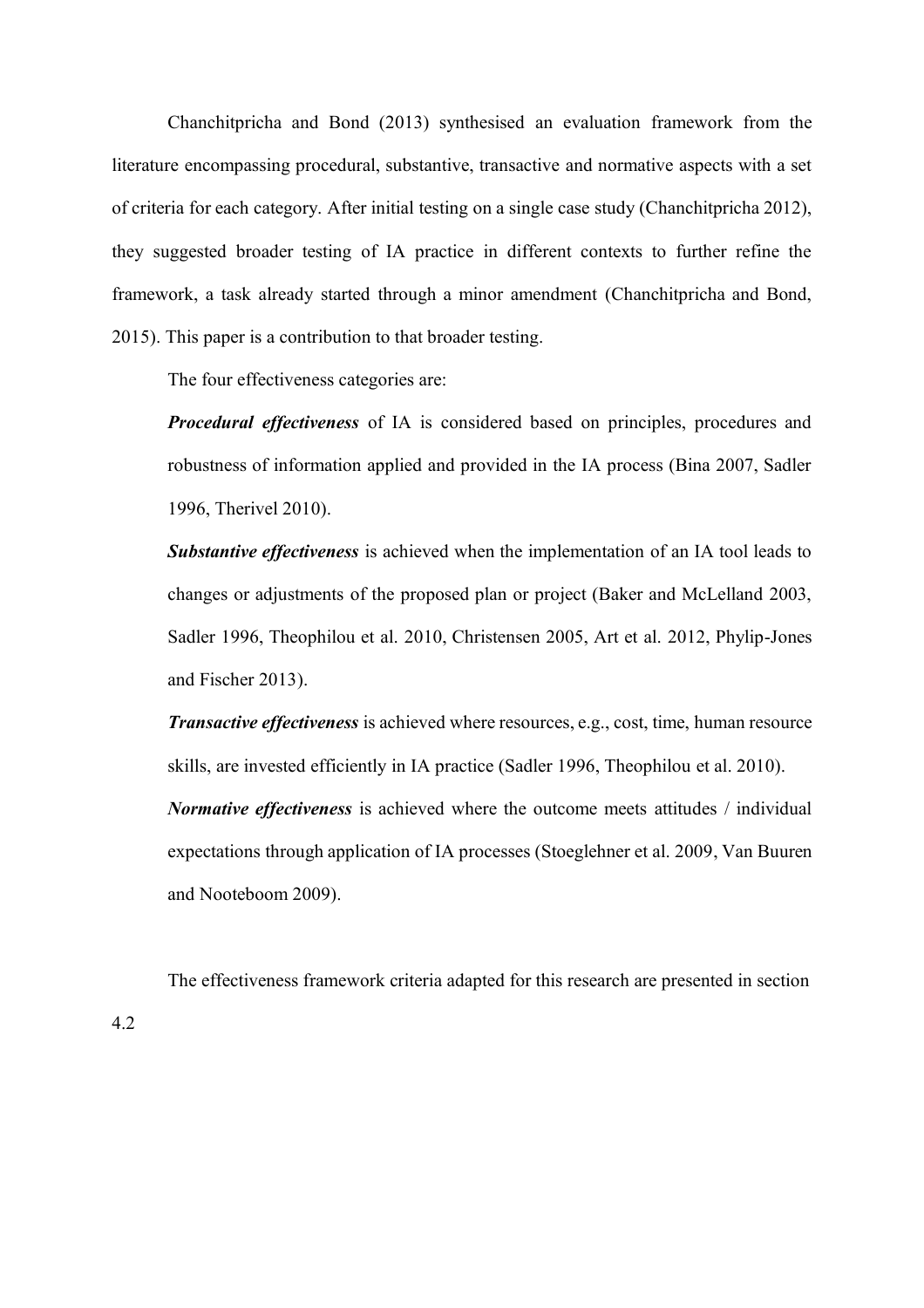Chanchitpricha and Bond (2013) synthesised an evaluation framework from the literature encompassing procedural, substantive, transactive and normative aspects with a set of criteria for each category. After initial testing on a single case study (Chanchitpricha 2012), they suggested broader testing of IA practice in different contexts to further refine the framework, a task already started through a minor amendment (Chanchitpricha and Bond, 2015). This paper is a contribution to that broader testing.

The four effectiveness categories are:

***Procedural effectiveness*** of IA is considered based on principles, procedures and robustness of information applied and provided in the IA process (Bina 2007, Sadler 1996, Therivel 2010).

***Substantive effectiveness*** is achieved when the implementation of an IA tool leads to changes or adjustments of the proposed plan or project (Baker and McLelland 2003, Sadler 1996, Theophilou et al. 2010, Christensen 2005, Art et al. 2012, Phylip-Jones and Fischer 2013).

***Transactive effectiveness*** is achieved where resources, e.g., cost, time, human resource skills, are invested efficiently in IA practice (Sadler 1996, Theophilou et al. 2010).

***Normative effectiveness*** is achieved where the outcome meets attitudes / individual expectations through application of IA processes (Stoeglehner et al. 2009, Van Buuren and Nooteboom 2009).

The effectiveness framework criteria adapted for this research are presented in section 4.2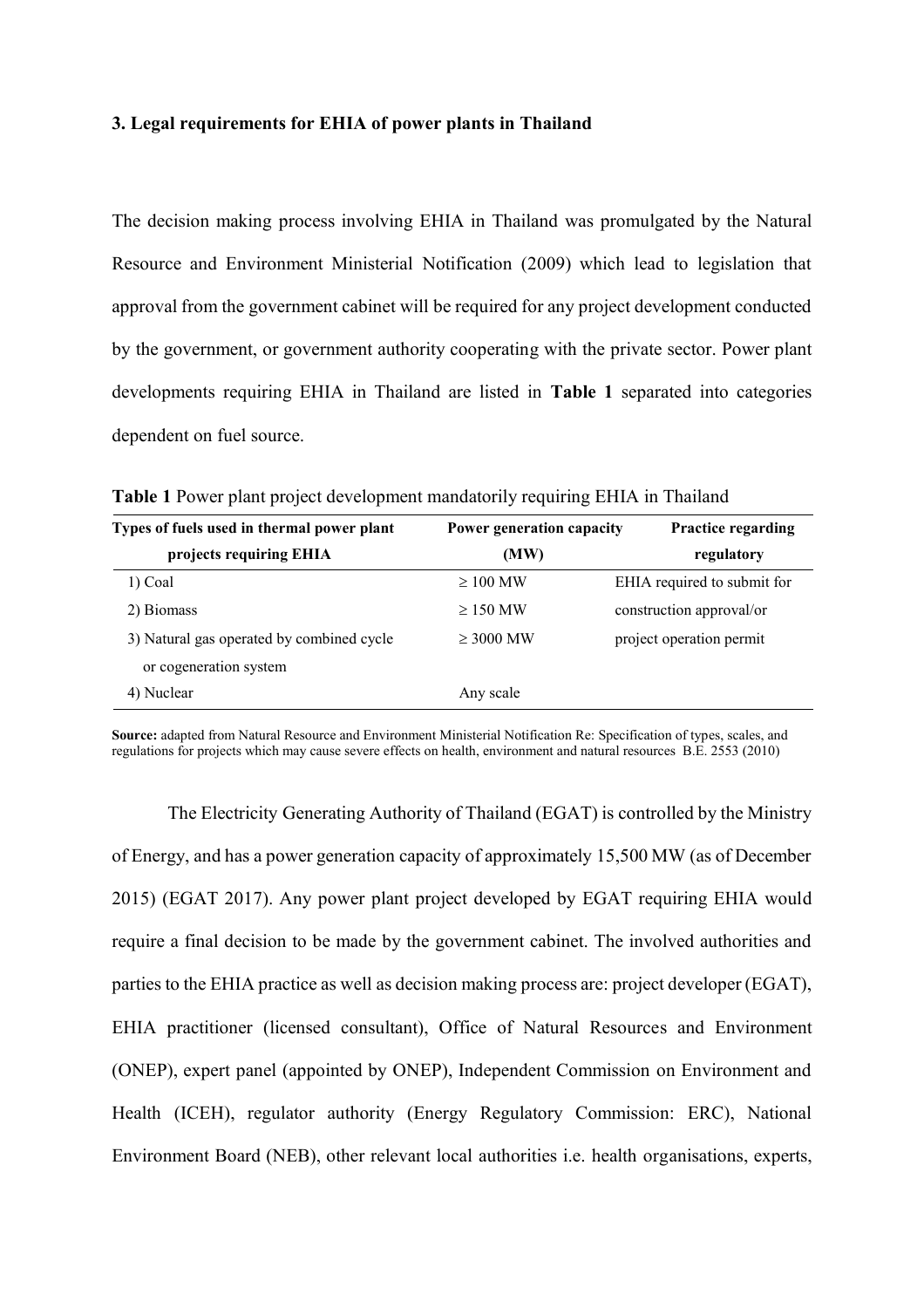### 3. Legal requirements for EHIA of power plants in Thailand

The decision making process involving EHIA in Thailand was promulgated by the Natural Resource and Environment Ministerial Notification (2009) which lead to legislation that approval from the government cabinet will be required for any project development conducted by the government, or government authority cooperating with the private sector. Power plant developments requiring EHIA in Thailand are listed in **Table 1** separated into categories dependent on fuel source.

**Table 1** Power plant project development mandatorily requiring EHIA in Thailand

| Types of fuels used in thermal power plant projects requiring EHIA | Power generation capacity (MW) | Practice regarding regulatory |
|---|---|---|
| 1) Coal | ≥ 100 MW | EHIA required to submit for construction approval/or project operation permit |
| 2) Biomass | ≥ 150 MW | |
| 3) Natural gas operated by combined cycle or cogeneration system | ≥ 3000 MW | |
| 4) Nuclear | Any scale | |

**Source:** adapted from Natural Resource and Environment Ministerial Notification Re: Specification of types, scales, and regulations for projects which may cause severe effects on health, environment and natural resources B.E. 2553 (2010)

The Electricity Generating Authority of Thailand (EGAT) is controlled by the Ministry of Energy, and has a power generation capacity of approximately 15,500 MW (as of December 2015) (EGAT 2017). Any power plant project developed by EGAT requiring EHIA would require a final decision to be made by the government cabinet. The involved authorities and parties to the EHIA practice as well as decision making process are: project developer (EGAT), EHIA practitioner (licensed consultant), Office of Natural Resources and Environment (ONEP), expert panel (appointed by ONEP), Independent Commission on Environment and Health (ICEH), regulator authority (Energy Regulatory Commission: ERC), National Environment Board (NEB), other relevant local authorities i.e. health organisations, experts,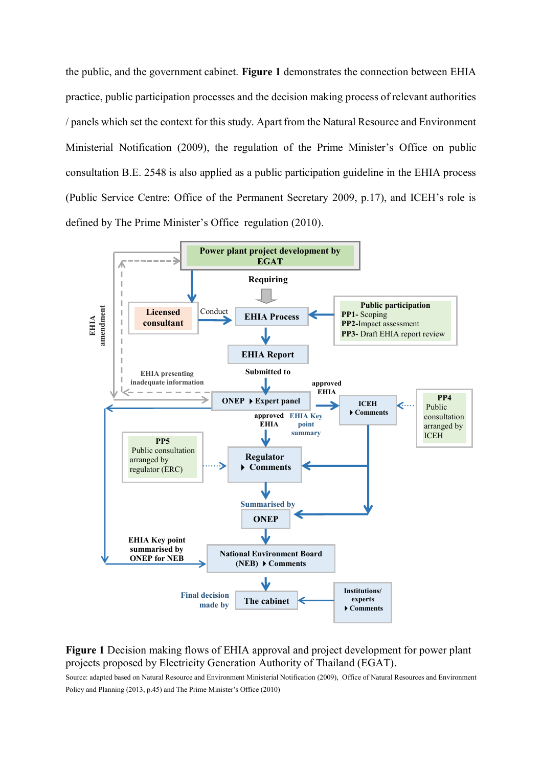the public, and the government cabinet. **Figure 1** demonstrates the connection between EHIA practice, public participation processes and the decision making process of relevant authorities / panels which set the context for this study. Apart from the Natural Resource and Environment Ministerial Notification (2009), the regulation of the Prime Minister's Office on public consultation B.E. 2548 is also applied as a public participation guideline in the EHIA process (Public Service Centre: Office of the Permanent Secretary 2009, p.17), and ICEH's role is defined by The Prime Minister's Office regulation (2010).

Power plant project development by EGAT

Requiring

Licensed consultant — Conduct → EHIA Process

Public participation
PP1- Scoping
PP2-Impact assessment
PP3- Draft EHIA report review

EHIA Report

Submitted to

EHIA amendment

EHIA presenting inadequate information

ONEP ▸ Expert panel

approved EHIA

ICEH ▸ Comments

PP4 Public consultation arranged by ICEH

approved EHIA

EHIA Key point summary

PP5 Public consultation arranged by regulator (ERC)

Regulator ▸ Comments

Summarised by

ONEP

EHIA Key point summarised by ONEP for NEB

National Environment Board (NEB) ▸ Comments

Final decision made by

The cabinet

Institutions/ experts ▸ Comments

**Figure 1** Decision making flows of EHIA approval and project development for power plant projects proposed by Electricity Generation Authority of Thailand (EGAT).

Source: adapted based on Natural Resource and Environment Ministerial Notification (2009), Office of Natural Resources and Environment Policy and Planning (2013, p.45) and The Prime Minister's Office (2010)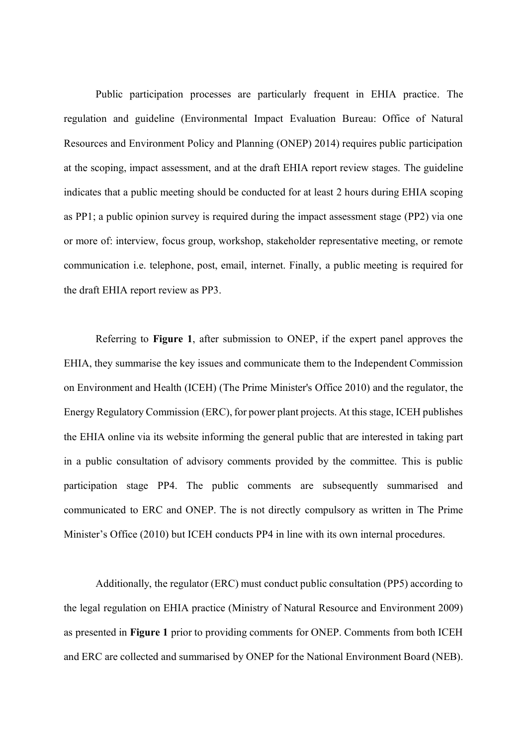Public participation processes are particularly frequent in EHIA practice. The regulation and guideline (Environmental Impact Evaluation Bureau: Office of Natural Resources and Environment Policy and Planning (ONEP) 2014) requires public participation at the scoping, impact assessment, and at the draft EHIA report review stages. The guideline indicates that a public meeting should be conducted for at least 2 hours during EHIA scoping as PP1; a public opinion survey is required during the impact assessment stage (PP2) via one or more of: interview, focus group, workshop, stakeholder representative meeting, or remote communication i.e. telephone, post, email, internet. Finally, a public meeting is required for the draft EHIA report review as PP3.

Referring to **Figure 1**, after submission to ONEP, if the expert panel approves the EHIA, they summarise the key issues and communicate them to the Independent Commission on Environment and Health (ICEH) (The Prime Minister's Office 2010) and the regulator, the Energy Regulatory Commission (ERC), for power plant projects. At this stage, ICEH publishes the EHIA online via its website informing the general public that are interested in taking part in a public consultation of advisory comments provided by the committee. This is public participation stage PP4. The public comments are subsequently summarised and communicated to ERC and ONEP. The is not directly compulsory as written in The Prime Minister's Office (2010) but ICEH conducts PP4 in line with its own internal procedures.

Additionally, the regulator (ERC) must conduct public consultation (PP5) according to the legal regulation on EHIA practice (Ministry of Natural Resource and Environment 2009) as presented in **Figure 1** prior to providing comments for ONEP. Comments from both ICEH and ERC are collected and summarised by ONEP for the National Environment Board (NEB).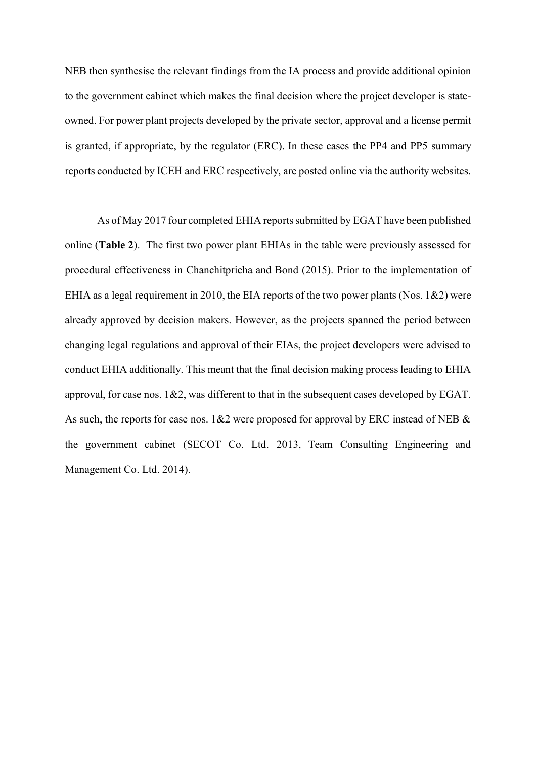NEB then synthesise the relevant findings from the IA process and provide additional opinion to the government cabinet which makes the final decision where the project developer is state-owned. For power plant projects developed by the private sector, approval and a license permit is granted, if appropriate, by the regulator (ERC). In these cases the PP4 and PP5 summary reports conducted by ICEH and ERC respectively, are posted online via the authority websites.

As of May 2017 four completed EHIA reports submitted by EGAT have been published online (**Table 2**). The first two power plant EHIAs in the table were previously assessed for procedural effectiveness in Chanchitpricha and Bond (2015). Prior to the implementation of EHIA as a legal requirement in 2010, the EIA reports of the two power plants (Nos. 1&2) were already approved by decision makers. However, as the projects spanned the period between changing legal regulations and approval of their EIAs, the project developers were advised to conduct EHIA additionally. This meant that the final decision making process leading to EHIA approval, for case nos. 1&2, was different to that in the subsequent cases developed by EGAT. As such, the reports for case nos. 1&2 were proposed for approval by ERC instead of NEB & the government cabinet (SECOT Co. Ltd. 2013, Team Consulting Engineering and Management Co. Ltd. 2014).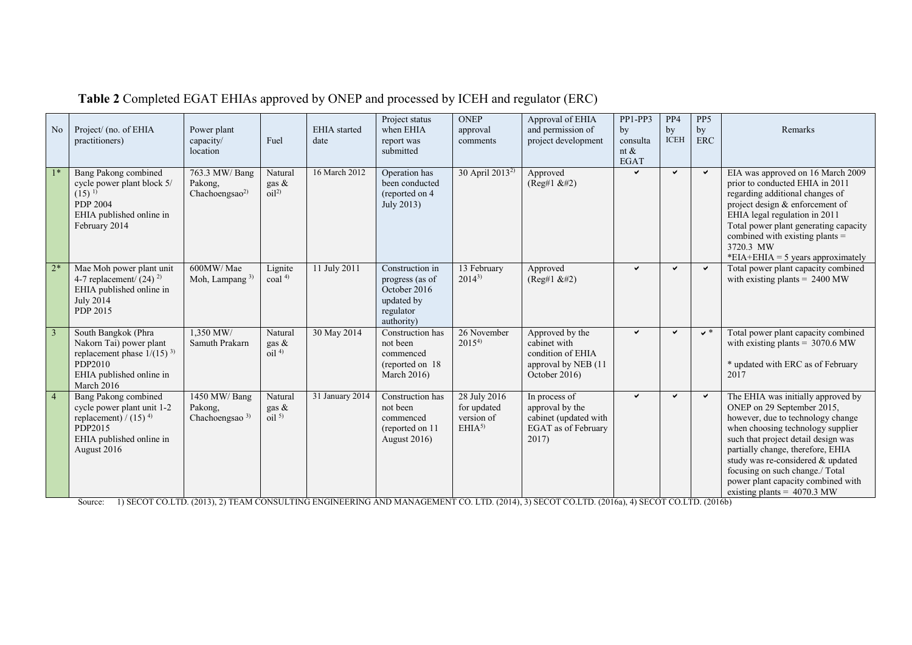**Table 2** Completed EGAT EHIAs approved by ONEP and processed by ICEH and regulator (ERC)

| No | Project/ (no. of EHIA practitioners) | Power plant capacity/ location | Fuel | EHIA started date | Project status when EHIA report was submitted | ONEP approval comments | Approval of EHIA and permission of project development | PP1-PP3 by consultant & EGAT | PP4 by ICEH | PP5 by ERC | Remarks |
|---|---|---|---|---|---|---|---|---|---|---|---|
| 1* | Bang Pakong combined cycle power plant block 5/ (15) [1] PDP 2004 EHIA published online in February 2014 | 763.3 MW/ Bang Pakong, Chachoengsao[2] | Natural gas & oil[2] | 16 March 2012 | Operation has been conducted (reported on 4 July 2013) | 30 April 2013[2] | Approved (Reg#1 &#2) | ✔ | ✔ | ✔ | EIA was approved on 16 March 2009 prior to conducted EHIA in 2011 regarding additional changes of project design & enforcement of EHIA legal regulation in 2011 Total power plant generating capacity combined with existing plants = 3720.3 MW *EIA+EHIA = 5 years approximately |
| 2* | Mae Moh power plant unit 4-7 replacement/ (24) [2] EHIA published online in July 2014 PDP 2015 | 600MW/ Mae Moh, Lampang [3] | Lignite coal [4] | 11 July 2011 | Construction in progress (as of October 2016 updated by regulator authority) | 13 February 2014[3] | Approved (Reg#1 &#2) | ✔ | ✔ | ✔ | Total power plant capacity combined with existing plants = 2400 MW |
| 3 | South Bangkok (Phra Nakorn Tai) power plant replacement phase 1/(15) [3] PDP2010 EHIA published online in March 2016 | 1,350 MW/ Samuth Prakarn | Natural gas & oil [4] | 30 May 2014 | Construction has not been commenced (reported on 18 March 2016) | 26 November 2015[4] | Approved by the cabinet with condition of EHIA approval by NEB (11 October 2016) | ✔ | ✔ | ✔ * | Total power plant capacity combined with existing plants = 3070.6 MW * updated with ERC as of February 2017 |
| 4 | Bang Pakong combined cycle power plant unit 1-2 replacement) / (15) [4] PDP2015 EHIA published online in August 2016 | 1450 MW/ Bang Pakong, Chachoengsao [3] | Natural gas & oil [5] | 31 January 2014 | Construction has not been commenced (reported on 11 August 2016) | 28 July 2016 for updated version of EHIA[5] | In process of approval by the cabinet (updated with EGAT as of February 2017) | ✔ | ✔ | ✔ | The EHIA was initially approved by ONEP on 29 September 2015, however, due to technology change when choosing technology supplier such that project detail design was partially change, therefore, EHIA study was re-considered & updated focusing on such change./ Total power plant capacity combined with existing plants = 4070.3 MW |

Source: 1) SECOT CO.LTD. (2013), 2) TEAM CONSULTING ENGINEERING AND MANAGEMENT CO. LTD. (2014), 3) SECOT CO.LTD. (2016a), 4) SECOT CO.LTD. (2016b)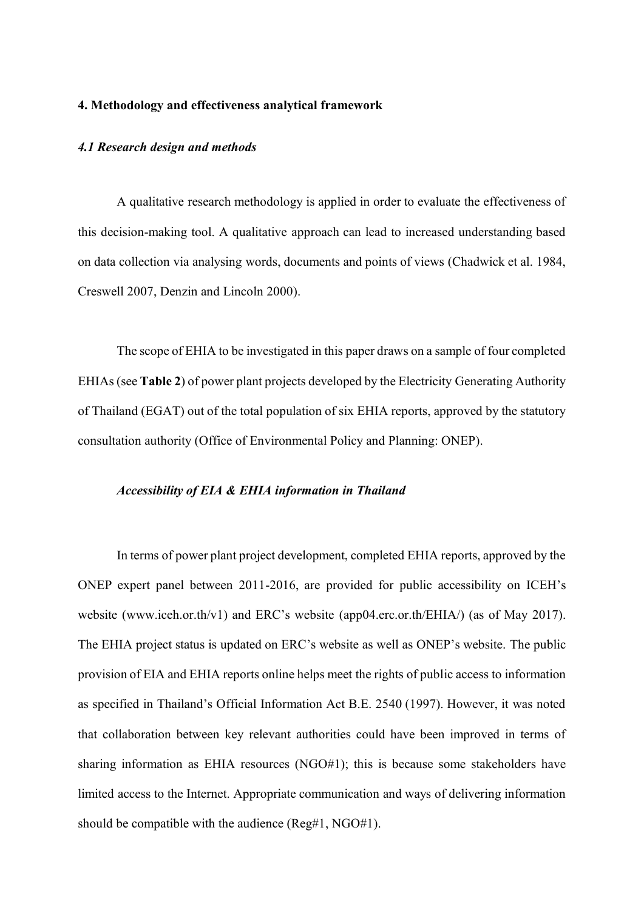## 4. Methodology and effectiveness analytical framework

### *4.1 Research design and methods*

A qualitative research methodology is applied in order to evaluate the effectiveness of this decision-making tool. A qualitative approach can lead to increased understanding based on data collection via analysing words, documents and points of views (Chadwick et al. 1984, Creswell 2007, Denzin and Lincoln 2000).

The scope of EHIA to be investigated in this paper draws on a sample of four completed EHIAs (see **Table 2**) of power plant projects developed by the Electricity Generating Authority of Thailand (EGAT) out of the total population of six EHIA reports, approved by the statutory consultation authority (Office of Environmental Policy and Planning: ONEP).

***Accessibility of EIA & EHIA information in Thailand***

In terms of power plant project development, completed EHIA reports, approved by the ONEP expert panel between 2011-2016, are provided for public accessibility on ICEH's website (www.iceh.or.th/v1) and ERC's website (app04.erc.or.th/EHIA/) (as of May 2017). The EHIA project status is updated on ERC's website as well as ONEP's website. The public provision of EIA and EHIA reports online helps meet the rights of public access to information as specified in Thailand's Official Information Act B.E. 2540 (1997). However, it was noted that collaboration between key relevant authorities could have been improved in terms of sharing information as EHIA resources (NGO#1); this is because some stakeholders have limited access to the Internet. Appropriate communication and ways of delivering information should be compatible with the audience (Reg#1, NGO#1).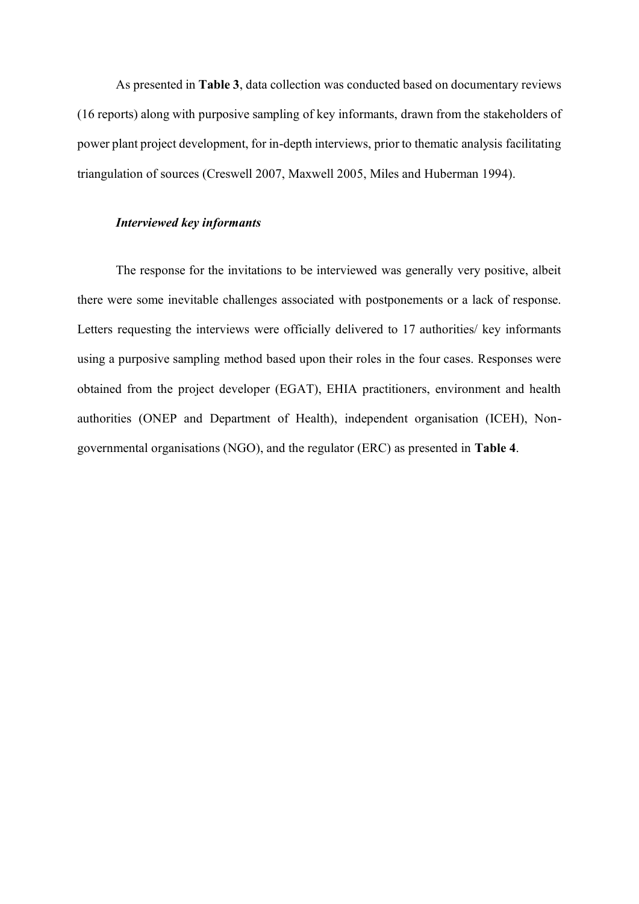As presented in **Table 3**, data collection was conducted based on documentary reviews (16 reports) along with purposive sampling of key informants, drawn from the stakeholders of power plant project development, for in-depth interviews, prior to thematic analysis facilitating triangulation of sources (Creswell 2007, Maxwell 2005, Miles and Huberman 1994).

***Interviewed key informants***

The response for the invitations to be interviewed was generally very positive, albeit there were some inevitable challenges associated with postponements or a lack of response. Letters requesting the interviews were officially delivered to 17 authorities/ key informants using a purposive sampling method based upon their roles in the four cases. Responses were obtained from the project developer (EGAT), EHIA practitioners, environment and health authorities (ONEP and Department of Health), independent organisation (ICEH), Non-governmental organisations (NGO), and the regulator (ERC) as presented in **Table 4**.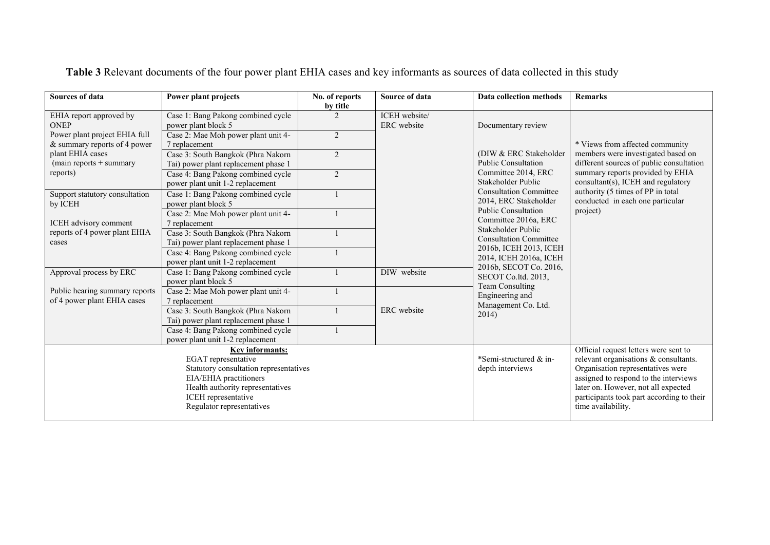**Table 3** Relevant documents of the four power plant EHIA cases and key informants as sources of data collected in this study

| Sources of data | Power plant projects | No. of reports by title | Source of data | Data collection methods | Remarks |
|---|---|---|---|---|---|
| EHIA report approved by ONEP | Case 1: Bang Pakong combined cycle power plant block 5 | 2 | ICEH website/ ERC website | Documentary review | * Views from affected community members were investigated based on different sources of public consultation summary reports provided by EHIA consultant(s), ICEH and regulatory authority (5 times of PP in total conducted in each one particular project) |
| Power plant project EHIA full & summary reports of 4 power plant EHIA cases (main reports + summary reports) | Case 2: Mae Moh power plant unit 4-7 replacement | 2 | | (DIW & ERC Stakeholder Public Consultation Committee 2014, ERC Stakeholder Public Consultation Committee 2014, ERC Stakeholder Public Consultation Committee 2016a, ERC Stakeholder Public Consultation Committee 2016b, ICEH 2013, ICEH 2014, ICEH 2016a, ICEH 2016b, SECOT Co. 2016, SECOT Co.ltd. 2013, Team Consulting Engineering and Management Co. Ltd. 2014) | |
| | Case 3: South Bangkok (Phra Nakorn Tai) power plant replacement phase 1 | 2 | | | |
| | Case 4: Bang Pakong combined cycle power plant unit 1-2 replacement | 2 | | | |
| Support statutory consultation by ICEH | Case 1: Bang Pakong combined cycle power plant block 5 | 1 | | | |
| ICEH advisory comment reports of 4 power plant EHIA cases | Case 2: Mae Moh power plant unit 4-7 replacement | 1 | | | |
| | Case 3: South Bangkok (Phra Nakorn Tai) power plant replacement phase 1 | 1 | | | |
| | Case 4: Bang Pakong combined cycle power plant unit 1-2 replacement | 1 | | | |
| Approval process by ERC | Case 1: Bang Pakong combined cycle power plant block 5 | 1 | DIW website | | |
| Public hearing summary reports of 4 power plant EHIA cases | Case 2: Mae Moh power plant unit 4-7 replacement | 1 | ERC website | | |
| | Case 3: South Bangkok (Phra Nakorn Tai) power plant replacement phase 1 | 1 | | | |
| | Case 4: Bang Pakong combined cycle power plant unit 1-2 replacement | 1 | | | |
| **Key informants:** EGAT representative; Statutory consultation representatives; EIA/EHIA practitioners; Health authority representatives; ICEH representative; Regulator representatives | | | | *Semi-structured & in-depth interviews | Official request letters were sent to relevant organisations & consultants. Organisation representatives were assigned to respond to the interviews later on. However, not all expected participants took part according to their time availability. |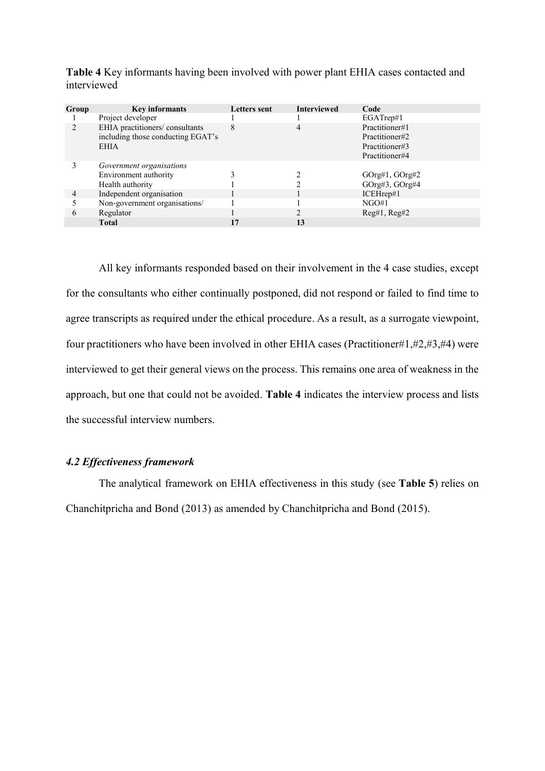**Table 4** Key informants having been involved with power plant EHIA cases contacted and interviewed

| Group | Key informants | Letters sent | Interviewed | Code |
|---|---|---|---|---|
| 1 | Project developer | 1 | 1 | EGATrep#1 |
| 2 | EHIA practitioners/ consultants including those conducting EGAT's EHIA | 8 | 4 | Practitioner#1 Practitioner#2 Practitioner#3 Practitioner#4 |
| 3 | *Government organisations* | | | |
| | Environment authority | 3 | 2 | GOrg#1, GOrg#2 |
| | Health authority | 1 | 2 | GOrg#3, GOrg#4 |
| 4 | Independent organisation | 1 | 1 | ICEHrep#1 |
| 5 | Non-government organisations/ | 1 | 1 | NGO#1 |
| 6 | Regulator | 1 | 2 | Reg#1, Reg#2 |
| | **Total** | **17** | **13** | |

All key informants responded based on their involvement in the 4 case studies, except for the consultants who either continually postponed, did not respond or failed to find time to agree transcripts as required under the ethical procedure. As a result, as a surrogate viewpoint, four practitioners who have been involved in other EHIA cases (Practitioner#1,#2,#3,#4) were interviewed to get their general views on the process. This remains one area of weakness in the approach, but one that could not be avoided. **Table 4** indicates the interview process and lists the successful interview numbers.

### *4.2 Effectiveness framework*

The analytical framework on EHIA effectiveness in this study (see **Table 5**) relies on Chanchitpricha and Bond (2013) as amended by Chanchitpricha and Bond (2015).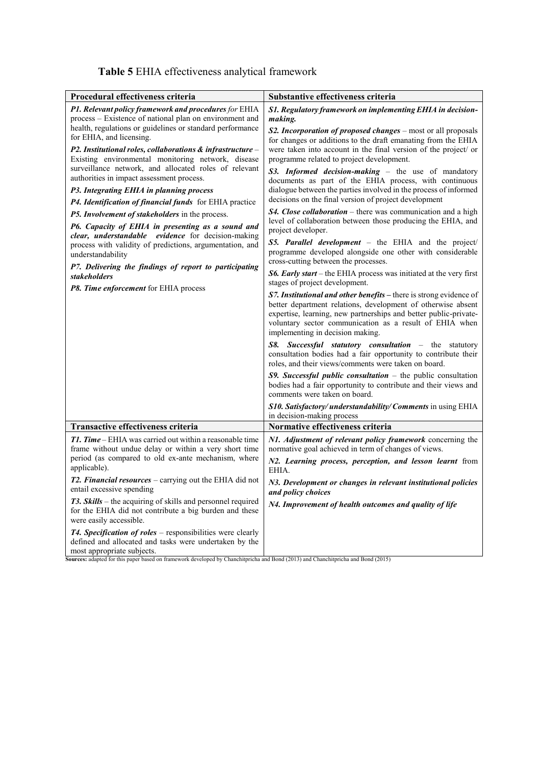**Table 5** EHIA effectiveness analytical framework

| Procedural effectiveness criteria | Substantive effectiveness criteria |
| --- | --- |
| ***P1. Relevant policy framework and procedures*** *for* EHIA process – Existence of national plan on environment and health, regulations or guidelines or standard performance for EHIA, and licensing.<br>***P2. Institutional roles, collaborations & infrastructure*** – Existing environmental monitoring network, disease surveillance network, and allocated roles of relevant authorities in impact assessment process.<br>***P3. Integrating EHIA in planning process***<br>***P4. Identification of financial funds*** for EHIA practice<br>***P5. Involvement of stakeholders*** in the process.<br>***P6. Capacity of EHIA in presenting as a sound and clear, understandable evidence*** for decision-making process with validity of predictions, argumentation, and understandability<br>***P7. Delivering the findings of report to participating stakeholders***<br>***P8. Time enforcement*** for EHIA process | ***S1. Regulatory framework on implementing EHIA in decision-making.***<br>***S2. Incorporation of proposed changes*** – most or all proposals for changes or additions to the draft emanating from the EHIA were taken into account in the final version of the project/ or programme related to project development.<br>***S3. Informed decision-making*** – the use of mandatory documents as part of the EHIA process, with continuous dialogue between the parties involved in the process of informed decisions on the final version of project development<br>***S4. Close collaboration*** – there was communication and a high level of collaboration between those producing the EHIA, and project developer.<br>***S5. Parallel development*** – the EHIA and the project/ programme developed alongside one other with considerable cross-cutting between the processes.<br>***S6. Early start*** – the EHIA process was initiated at the very first stages of project development.<br>***S7. Institutional and other benefits*** – there is strong evidence of better department relations, development of otherwise absent expertise, learning, new partnerships and better public-private-voluntary sector communication as a result of EHIA when implementing in decision making.<br>***S8. Successful statutory consultation*** – the statutory consultation bodies had a fair opportunity to contribute their roles, and their views/comments were taken on board.<br>***S9. Successful public consultation*** – the public consultation bodies had a fair opportunity to contribute and their views and comments were taken on board.<br>***S10. Satisfactory/ understandability/ Comments*** in using EHIA in decision-making process |
| **Transactive effectiveness criteria** | **Normative effectiveness criteria** |
| ***T1. Time*** – EHIA was carried out within a reasonable time frame without undue delay or within a very short time period (as compared to old ex-ante mechanism, where applicable).<br>***T2. Financial resources*** – carrying out the EHIA did not entail excessive spending<br>***T3. Skills*** – the acquiring of skills and personnel required for the EHIA did not contribute a big burden and these were easily accessible.<br>***T4. Specification of roles*** – responsibilities were clearly defined and allocated and tasks were undertaken by the most appropriate subjects. | ***N1. Adjustment of relevant policy framework*** concerning the normative goal achieved in term of changes of views.<br>***N2. Learning process, perception, and lesson learnt*** from EHIA.<br>***N3. Development or changes in relevant institutional policies and policy choices***<br>***N4. Improvement of health outcomes and quality of life*** |

**Sources:** adapted for this paper based on framework developed by Chanchitpricha and Bond (2013) and Chanchitpricha and Bond (2015)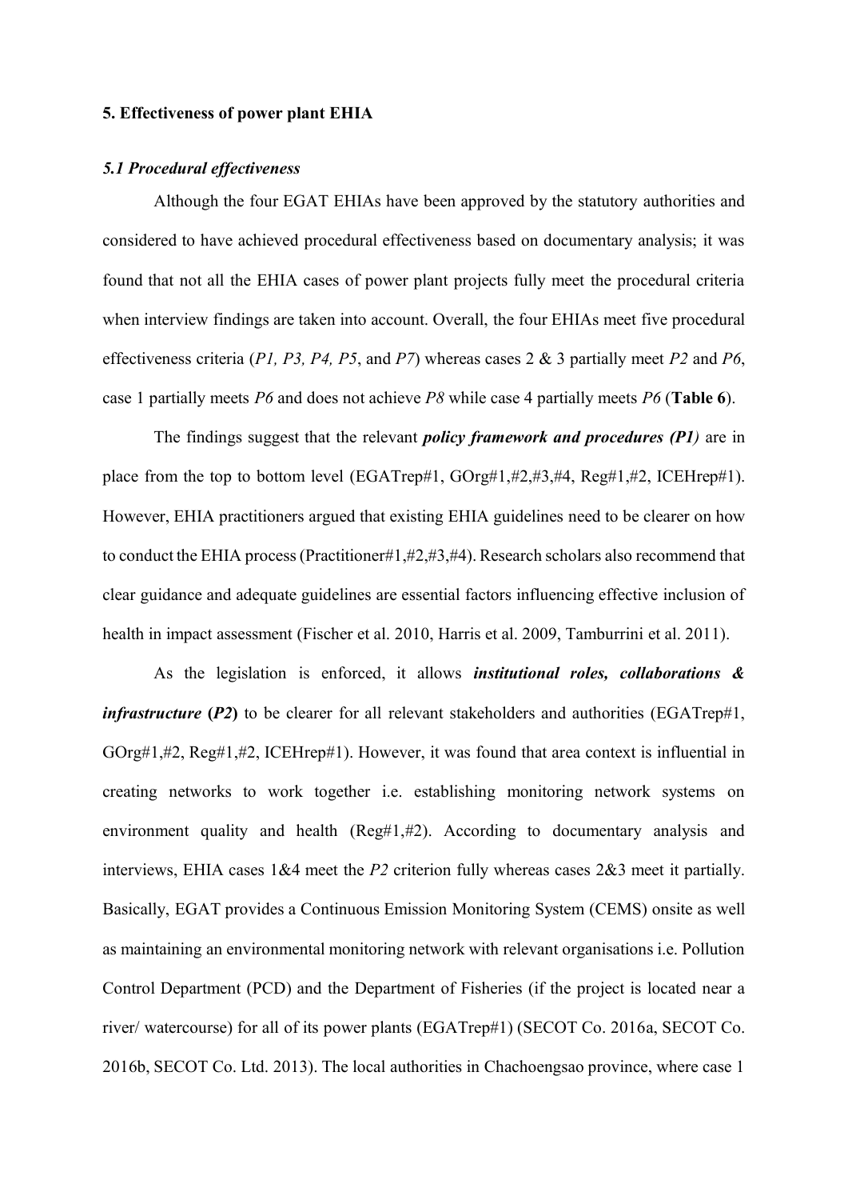## 5. Effectiveness of power plant EHIA

### *5.1 Procedural effectiveness*

Although the four EGAT EHIAs have been approved by the statutory authorities and considered to have achieved procedural effectiveness based on documentary analysis; it was found that not all the EHIA cases of power plant projects fully meet the procedural criteria when interview findings are taken into account. Overall, the four EHIAs meet five procedural effectiveness criteria (*P1, P3, P4, P5*, and *P7*) whereas cases 2 & 3 partially meet *P2* and *P6*, case 1 partially meets *P6* and does not achieve *P8* while case 4 partially meets *P6* (**Table 6**).

The findings suggest that the relevant ***policy framework and procedures (P1)*** are in place from the top to bottom level (EGATrep#1, GOrg#1,#2,#3,#4, Reg#1,#2, ICEHrep#1). However, EHIA practitioners argued that existing EHIA guidelines need to be clearer on how to conduct the EHIA process (Practitioner#1,#2,#3,#4). Research scholars also recommend that clear guidance and adequate guidelines are essential factors influencing effective inclusion of health in impact assessment (Fischer et al. 2010, Harris et al. 2009, Tamburrini et al. 2011).

As the legislation is enforced, it allows ***institutional roles, collaborations & infrastructure*** **(*P2*)** to be clearer for all relevant stakeholders and authorities (EGATrep#1, GOrg#1,#2, Reg#1,#2, ICEHrep#1). However, it was found that area context is influential in creating networks to work together i.e. establishing monitoring network systems on environment quality and health (Reg#1,#2). According to documentary analysis and interviews, EHIA cases 1&4 meet the *P2* criterion fully whereas cases 2&3 meet it partially. Basically, EGAT provides a Continuous Emission Monitoring System (CEMS) onsite as well as maintaining an environmental monitoring network with relevant organisations i.e. Pollution Control Department (PCD) and the Department of Fisheries (if the project is located near a river/ watercourse) for all of its power plants (EGATrep#1) (SECOT Co. 2016a, SECOT Co. 2016b, SECOT Co. Ltd. 2013). The local authorities in Chachoengsao province, where case 1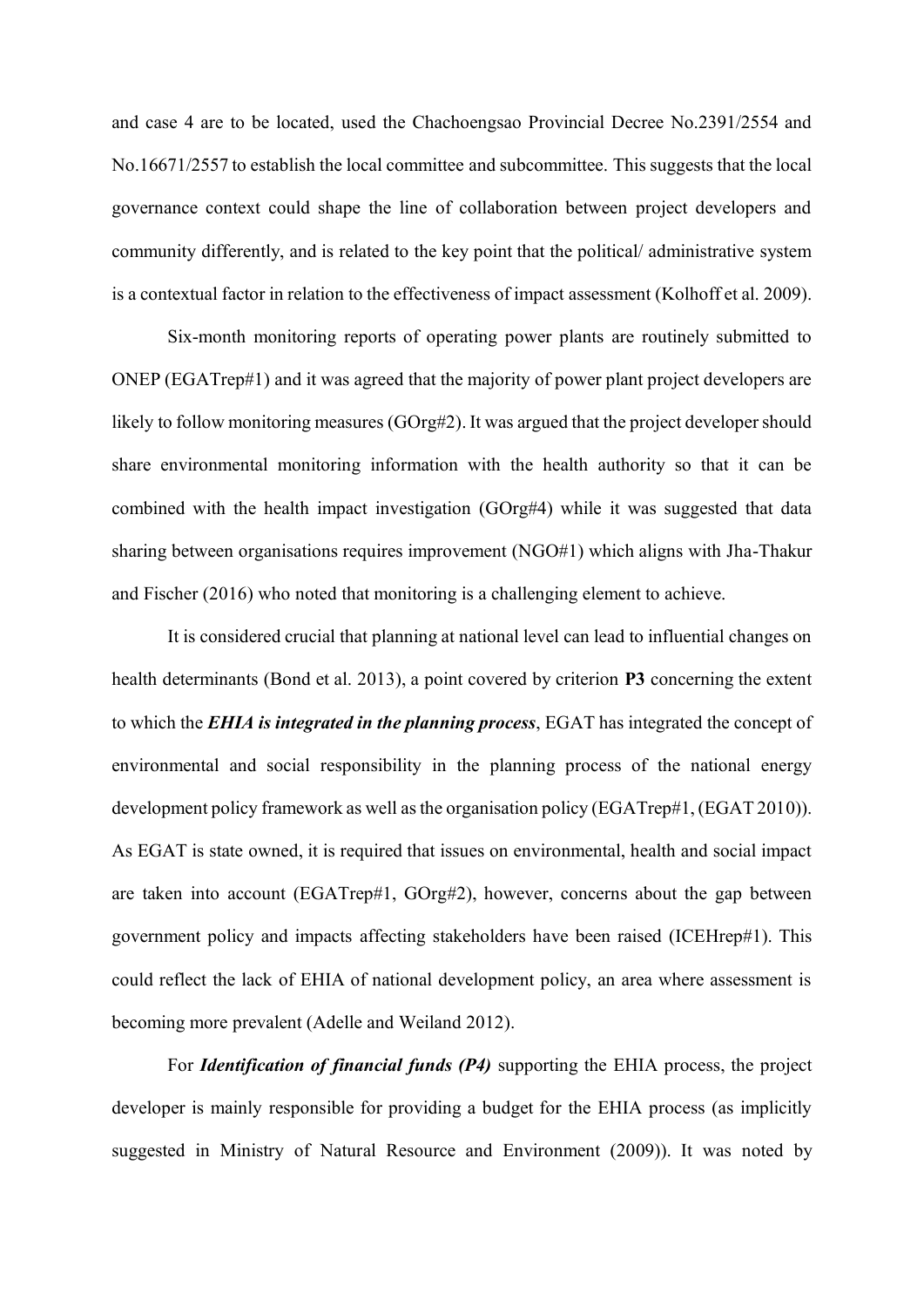and case 4 are to be located, used the Chachoengsao Provincial Decree No.2391/2554 and No.16671/2557 to establish the local committee and subcommittee. This suggests that the local governance context could shape the line of collaboration between project developers and community differently, and is related to the key point that the political/ administrative system is a contextual factor in relation to the effectiveness of impact assessment (Kolhoff et al. 2009).

Six-month monitoring reports of operating power plants are routinely submitted to ONEP (EGATrep#1) and it was agreed that the majority of power plant project developers are likely to follow monitoring measures (GOrg#2). It was argued that the project developer should share environmental monitoring information with the health authority so that it can be combined with the health impact investigation (GOrg#4) while it was suggested that data sharing between organisations requires improvement (NGO#1) which aligns with Jha-Thakur and Fischer (2016) who noted that monitoring is a challenging element to achieve.

It is considered crucial that planning at national level can lead to influential changes on health determinants (Bond et al. 2013), a point covered by criterion **P3** concerning the extent to which the ***EHIA is integrated in the planning process***, EGAT has integrated the concept of environmental and social responsibility in the planning process of the national energy development policy framework as well as the organisation policy (EGATrep#1, (EGAT 2010)). As EGAT is state owned, it is required that issues on environmental, health and social impact are taken into account (EGATrep#1, GOrg#2), however, concerns about the gap between government policy and impacts affecting stakeholders have been raised (ICEHrep#1). This could reflect the lack of EHIA of national development policy, an area where assessment is becoming more prevalent (Adelle and Weiland 2012).

For ***Identification of financial funds (P4)*** supporting the EHIA process, the project developer is mainly responsible for providing a budget for the EHIA process (as implicitly suggested in Ministry of Natural Resource and Environment (2009)). It was noted by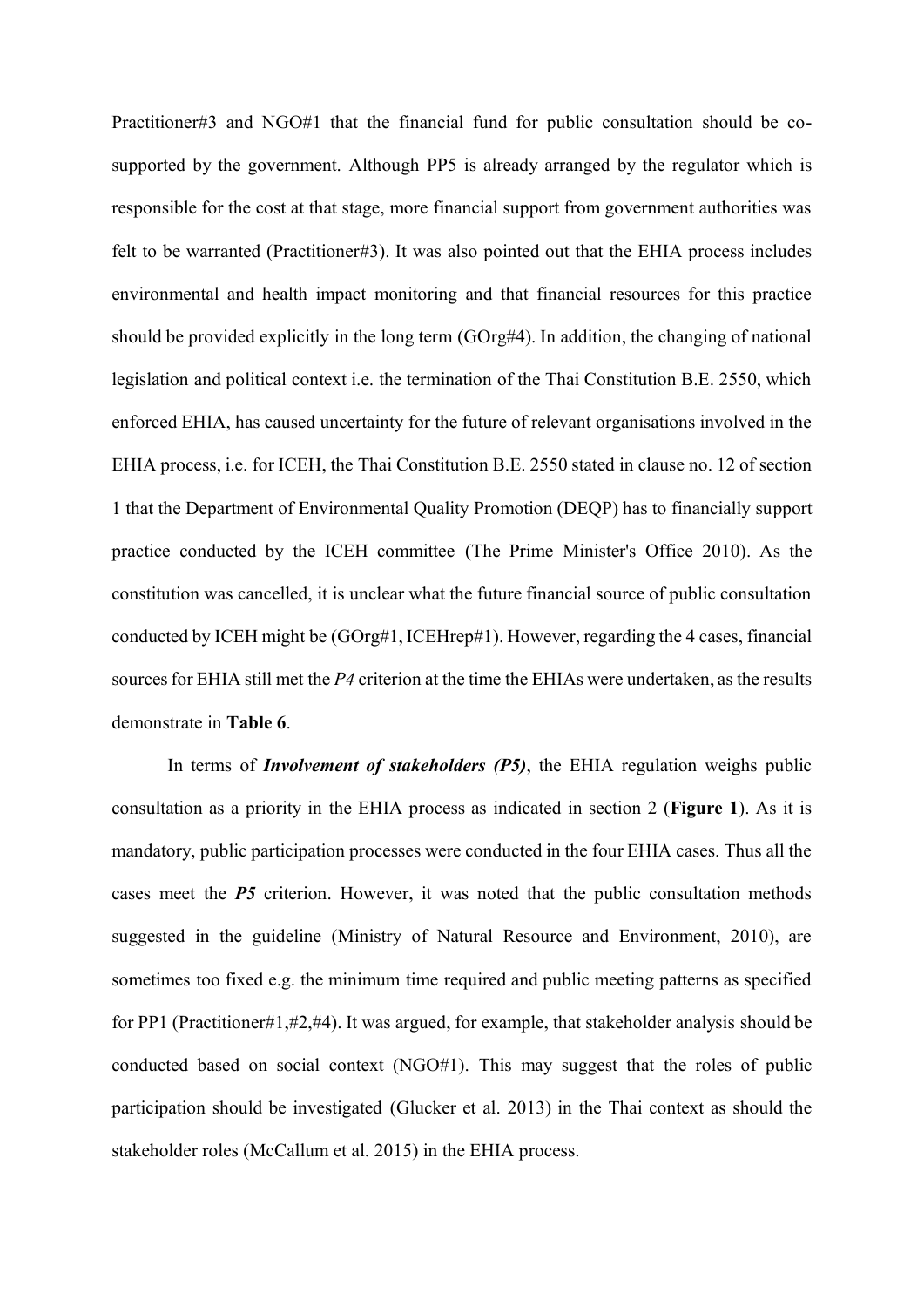Practitioner#3 and NGO#1 that the financial fund for public consultation should be co-supported by the government. Although PP5 is already arranged by the regulator which is responsible for the cost at that stage, more financial support from government authorities was felt to be warranted (Practitioner#3). It was also pointed out that the EHIA process includes environmental and health impact monitoring and that financial resources for this practice should be provided explicitly in the long term (GOrg#4). In addition, the changing of national legislation and political context i.e. the termination of the Thai Constitution B.E. 2550, which enforced EHIA, has caused uncertainty for the future of relevant organisations involved in the EHIA process, i.e. for ICEH, the Thai Constitution B.E. 2550 stated in clause no. 12 of section 1 that the Department of Environmental Quality Promotion (DEQP) has to financially support practice conducted by the ICEH committee (The Prime Minister's Office 2010). As the constitution was cancelled, it is unclear what the future financial source of public consultation conducted by ICEH might be (GOrg#1, ICEHrep#1). However, regarding the 4 cases, financial sources for EHIA still met the *P4* criterion at the time the EHIAs were undertaken, as the results demonstrate in **Table 6**.

In terms of ***Involvement of stakeholders (P5)***, the EHIA regulation weighs public consultation as a priority in the EHIA process as indicated in section 2 (**Figure 1**). As it is mandatory, public participation processes were conducted in the four EHIA cases. Thus all the cases meet the ***P5*** criterion. However, it was noted that the public consultation methods suggested in the guideline (Ministry of Natural Resource and Environment, 2010), are sometimes too fixed e.g. the minimum time required and public meeting patterns as specified for PP1 (Practitioner#1,#2,#4). It was argued, for example, that stakeholder analysis should be conducted based on social context (NGO#1). This may suggest that the roles of public participation should be investigated (Glucker et al. 2013) in the Thai context as should the stakeholder roles (McCallum et al. 2015) in the EHIA process.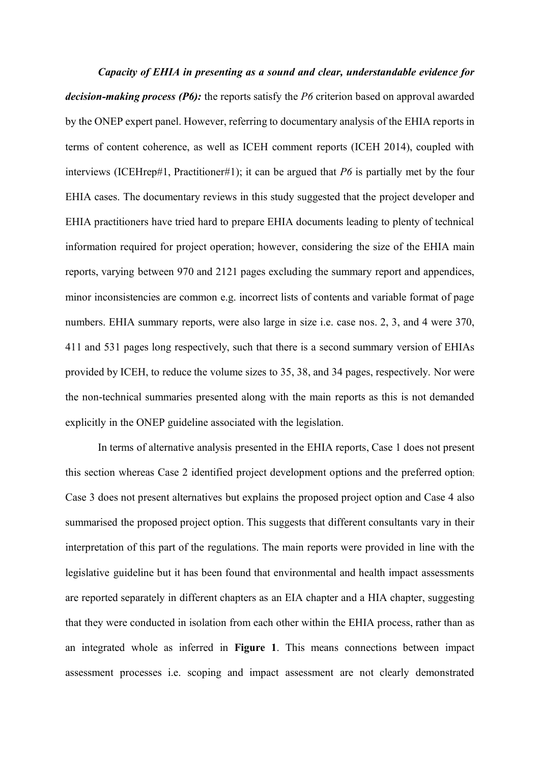***Capacity of EHIA in presenting as a sound and clear, understandable evidence for decision-making process (P6):*** the reports satisfy the *P6* criterion based on approval awarded by the ONEP expert panel. However, referring to documentary analysis of the EHIA reports in terms of content coherence, as well as ICEH comment reports (ICEH 2014), coupled with interviews (ICEHrep#1, Practitioner#1); it can be argued that *P6* is partially met by the four EHIA cases. The documentary reviews in this study suggested that the project developer and EHIA practitioners have tried hard to prepare EHIA documents leading to plenty of technical information required for project operation; however, considering the size of the EHIA main reports, varying between 970 and 2121 pages excluding the summary report and appendices, minor inconsistencies are common e.g. incorrect lists of contents and variable format of page numbers. EHIA summary reports, were also large in size i.e. case nos. 2, 3, and 4 were 370, 411 and 531 pages long respectively, such that there is a second summary version of EHIAs provided by ICEH, to reduce the volume sizes to 35, 38, and 34 pages, respectively. Nor were the non-technical summaries presented along with the main reports as this is not demanded explicitly in the ONEP guideline associated with the legislation.

In terms of alternative analysis presented in the EHIA reports, Case 1 does not present this section whereas Case 2 identified project development options and the preferred option; Case 3 does not present alternatives but explains the proposed project option and Case 4 also summarised the proposed project option. This suggests that different consultants vary in their interpretation of this part of the regulations. The main reports were provided in line with the legislative guideline but it has been found that environmental and health impact assessments are reported separately in different chapters as an EIA chapter and a HIA chapter, suggesting that they were conducted in isolation from each other within the EHIA process, rather than as an integrated whole as inferred in **Figure 1**. This means connections between impact assessment processes i.e. scoping and impact assessment are not clearly demonstrated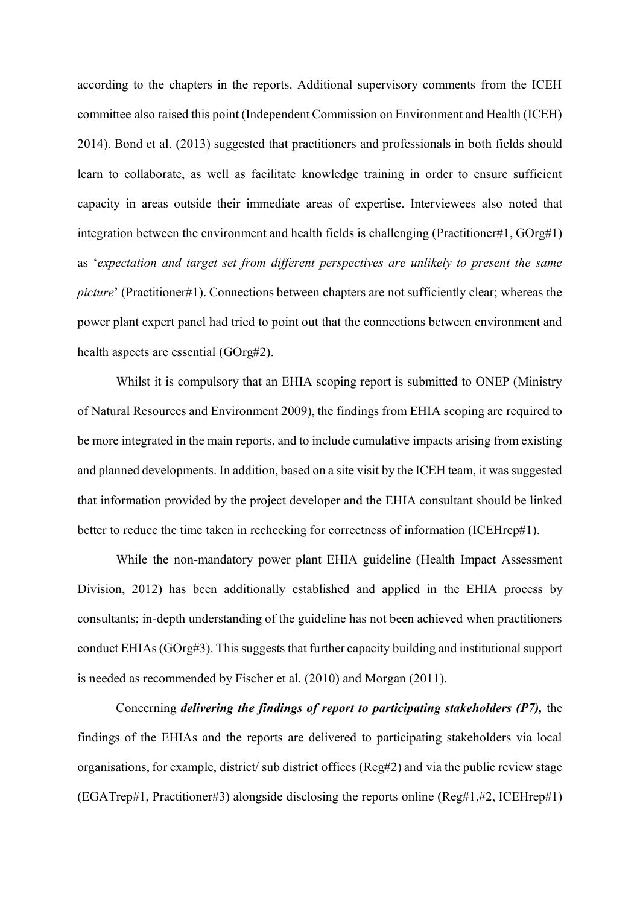according to the chapters in the reports. Additional supervisory comments from the ICEH committee also raised this point (Independent Commission on Environment and Health (ICEH) 2014). Bond et al. (2013) suggested that practitioners and professionals in both fields should learn to collaborate, as well as facilitate knowledge training in order to ensure sufficient capacity in areas outside their immediate areas of expertise. Interviewees also noted that integration between the environment and health fields is challenging (Practitioner#1, GOrg#1) as '*expectation and target set from different perspectives are unlikely to present the same picture*' (Practitioner#1). Connections between chapters are not sufficiently clear; whereas the power plant expert panel had tried to point out that the connections between environment and health aspects are essential (GOrg#2).

Whilst it is compulsory that an EHIA scoping report is submitted to ONEP (Ministry of Natural Resources and Environment 2009), the findings from EHIA scoping are required to be more integrated in the main reports, and to include cumulative impacts arising from existing and planned developments. In addition, based on a site visit by the ICEH team, it was suggested that information provided by the project developer and the EHIA consultant should be linked better to reduce the time taken in rechecking for correctness of information (ICEHrep#1).

While the non-mandatory power plant EHIA guideline (Health Impact Assessment Division, 2012) has been additionally established and applied in the EHIA process by consultants; in-depth understanding of the guideline has not been achieved when practitioners conduct EHIAs (GOrg#3). This suggests that further capacity building and institutional support is needed as recommended by Fischer et al. (2010) and Morgan (2011).

Concerning ***delivering the findings of report to participating stakeholders (P7),*** the findings of the EHIAs and the reports are delivered to participating stakeholders via local organisations, for example, district/ sub district offices (Reg#2) and via the public review stage (EGATrep#1, Practitioner#3) alongside disclosing the reports online (Reg#1,#2, ICEHrep#1)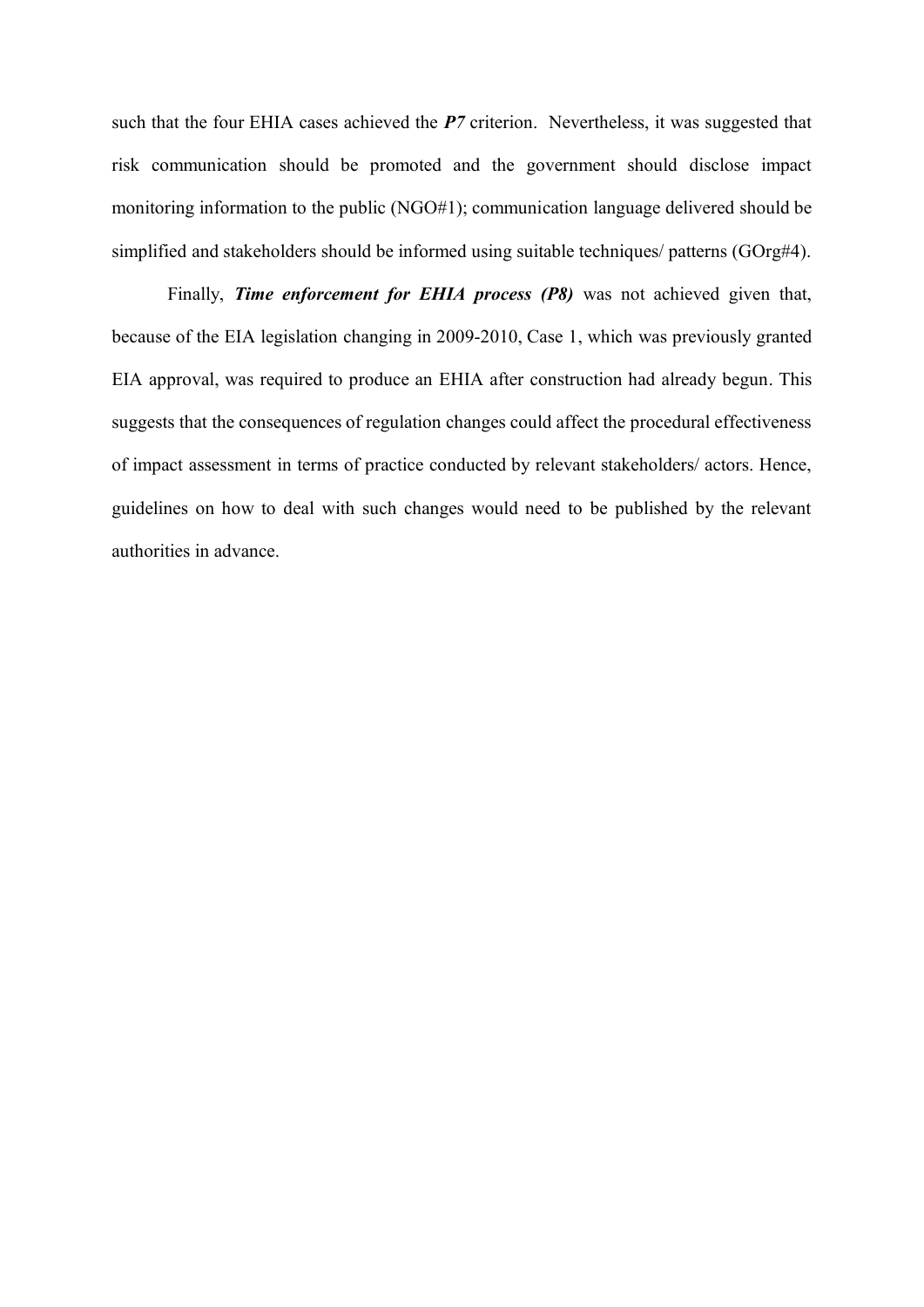such that the four EHIA cases achieved the ***P7*** criterion. Nevertheless, it was suggested that risk communication should be promoted and the government should disclose impact monitoring information to the public (NGO#1); communication language delivered should be simplified and stakeholders should be informed using suitable techniques/ patterns (GOrg#4).

Finally, ***Time enforcement for EHIA process (P8)*** was not achieved given that, because of the EIA legislation changing in 2009-2010, Case 1, which was previously granted EIA approval, was required to produce an EHIA after construction had already begun. This suggests that the consequences of regulation changes could affect the procedural effectiveness of impact assessment in terms of practice conducted by relevant stakeholders/ actors. Hence, guidelines on how to deal with such changes would need to be published by the relevant authorities in advance.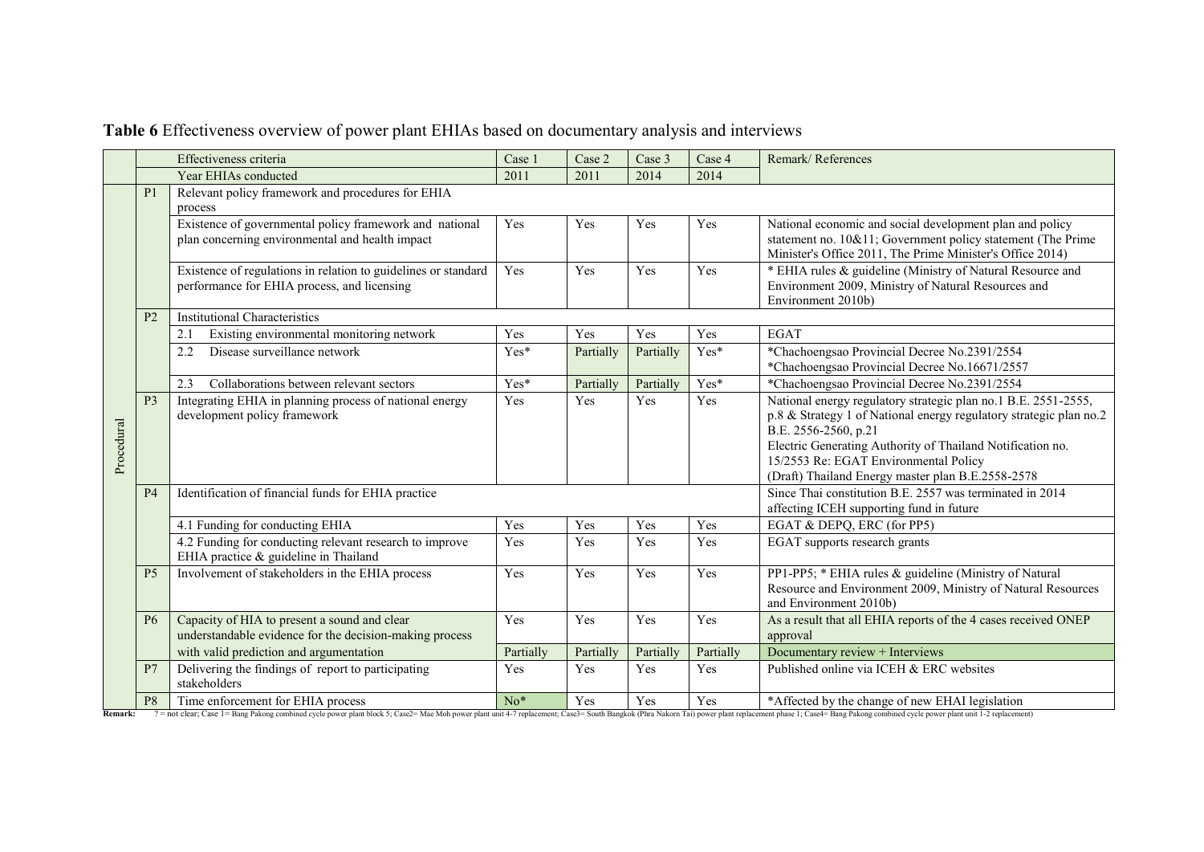**Table 6** Effectiveness overview of power plant EHIAs based on documentary analysis and interviews

| | | Effectiveness criteria | Case 1 | Case 2 | Case 3 | Case 4 | Remark/ References |
|---|---|---|---|---|---|---|---|
| | | Year EHIAs conducted | 2011 | 2011 | 2014 | 2014 | |
| Procedural | P1 | Relevant policy framework and procedures for EHIA process | | | | | |
| | | Existence of governmental policy framework and national plan concerning environmental and health impact | Yes | Yes | Yes | Yes | National economic and social development plan and policy statement no. 10&11; Government policy statement (The Prime Minister's Office 2011, The Prime Minister's Office 2014) |
| | | Existence of regulations in relation to guidelines or standard performance for EHIA process, and licensing | Yes | Yes | Yes | Yes | * EHIA rules & guideline (Ministry of Natural Resource and Environment 2009, Ministry of Natural Resources and Environment 2010b) |
| | P2 | Institutional Characteristics | | | | | |
| | | 2.1 Existing environmental monitoring network | Yes | Yes | Yes | Yes | EGAT |
| | | 2.2 Disease surveillance network | Yes* | Partially | Partially | Yes* | *Chachoengsao Provincial Decree No.2391/2554 *Chachoengsao Provincial Decree No.16671/2557 |
| | | 2.3 Collaborations between relevant sectors | Yes* | Partially | Partially | Yes* | *Chachoengsao Provincial Decree No.2391/2554 |
| | P3 | Integrating EHIA in planning process of national energy development policy framework | Yes | Yes | Yes | Yes | National energy regulatory strategic plan no.1 B.E. 2551-2555, p.8 & Strategy 1 of National energy regulatory strategic plan no.2 B.E. 2556-2560, p.21 Electric Generating Authority of Thailand Notification no. 15/2553 Re: EGAT Environmental Policy (Draft) Thailand Energy master plan B.E.2558-2578 |
| | P4 | Identification of financial funds for EHIA practice | | | | | Since Thai constitution B.E. 2557 was terminated in 2014 affecting ICEH supporting fund in future |
| | | 4.1 Funding for conducting EHIA | Yes | Yes | Yes | Yes | EGAT & DEPQ, ERC (for PP5) |
| | | 4.2 Funding for conducting relevant research to improve EHIA practice & guideline in Thailand | Yes | Yes | Yes | Yes | EGAT supports research grants |
| | P5 | Involvement of stakeholders in the EHIA process | Yes | Yes | Yes | Yes | PP1-PP5; * EHIA rules & guideline (Ministry of Natural Resource and Environment 2009, Ministry of Natural Resources and Environment 2010b) |
| | P6 | Capacity of HIA to present a sound and clear understandable evidence for the decision-making process | Yes | Yes | Yes | Yes | As a result that all EHIA reports of the 4 cases received ONEP approval |
| | | with valid prediction and argumentation | Partially | Partially | Partially | Partially | Documentary review + Interviews |
| | P7 | Delivering the findings of report to participating stakeholders | Yes | Yes | Yes | Yes | Published online via ICEH & ERC websites |
| | P8 | Time enforcement for EHIA process | No* | Yes | Yes | Yes | *Affected by the change of new EHAI legislation |

**Remark:** ? = not clear; Case 1= Bang Pakong combined cycle power plant block 5; Case2= Mae Moh power plant unit 4-7 replacement; Case3= South Bangkok (Phra Nakorn Tai) power plant replacement phase 1; Case4= Bang Pakong combined cycle power plant unit 1-2 replacement)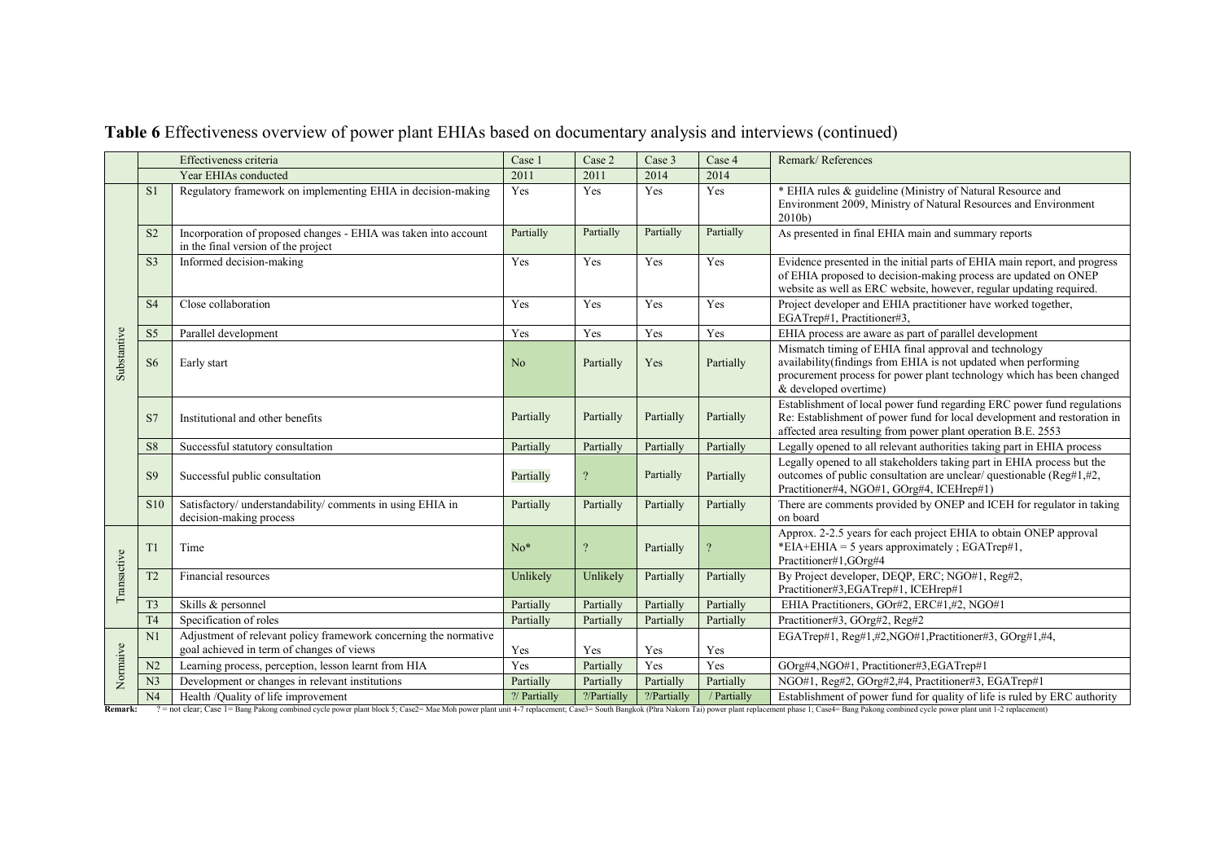**Table 6** Effectiveness overview of power plant EHIAs based on documentary analysis and interviews (continued)

| | | Effectiveness criteria | Case 1 | Case 2 | Case 3 | Case 4 | Remark/ References |
|---|---|---|---|---|---|---|---|
| | | Year EHIAs conducted | 2011 | 2011 | 2014 | 2014 | |
| Substantive | S1 | Regulatory framework on implementing EHIA in decision-making | Yes | Yes | Yes | Yes | * EHIA rules & guideline (Ministry of Natural Resource and Environment 2009, Ministry of Natural Resources and Environment 2010b) |
| | S2 | Incorporation of proposed changes - EHIA was taken into account in the final version of the project | Partially | Partially | Partially | Partially | As presented in final EHIA main and summary reports |
| | S3 | Informed decision-making | Yes | Yes | Yes | Yes | Evidence presented in the initial parts of EHIA main report, and progress of EHIA proposed to decision-making process are updated on ONEP website as well as ERC website, however, regular updating required. |
| | S4 | Close collaboration | Yes | Yes | Yes | Yes | Project developer and EHIA practitioner have worked together, EGATrep#1, Practitioner#3, |
| | S5 | Parallel development | Yes | Yes | Yes | Yes | EHIA process are aware as part of parallel development |
| | S6 | Early start | No | Partially | Yes | Partially | Mismatch timing of EHIA final approval and technology availability(findings from EHIA is not updated when performing procurement process for power plant technology which has been changed & developed overtime) |
| | S7 | Institutional and other benefits | Partially | Partially | Partially | Partially | Establishment of local power fund regarding ERC power fund regulations Re: Establishment of power fund for local development and restoration in affected area resulting from power plant operation B.E. 2553 |
| | S8 | Successful statutory consultation | Partially | Partially | Partially | Partially | Legally opened to all relevant authorities taking part in EHIA process |
| | S9 | Successful public consultation | Partially | ? | Partially | Partially | Legally opened to all stakeholders taking part in EHIA process but the outcomes of public consultation are unclear/ questionable (Reg#1,#2, Practitioner#4, NGO#1, GOrg#4, ICEHrep#1) |
| | S10 | Satisfactory/ understandability/ comments in using EHIA in decision-making process | Partially | Partially | Partially | Partially | There are comments provided by ONEP and ICEH for regulator in taking on board |
| Transactive | T1 | Time | No* | ? | Partially | ? | Approx. 2-2.5 years for each project EHIA to obtain ONEP approval *EIA+EHIA = 5 years approximately ; EGATrep#1, Practitioner#1,GOrg#4 |
| | T2 | Financial resources | Unlikely | Unlikely | Partially | Partially | By Project developer, DEQP, ERC; NGO#1, Reg#2, Practitioner#3,EGATrep#1, ICEHrep#1 |
| | T3 | Skills & personnel | Partially | Partially | Partially | Partially | EHIA Practitioners, GOr#2, ERC#1,#2, NGO#1 |
| | T4 | Specification of roles | Partially | Partially | Partially | Partially | Practitioner#3, GOrg#2, Reg#2 |
| Normaive | N1 | Adjustment of relevant policy framework concerning the normative goal achieved in term of changes of views | Yes | Yes | Yes | Yes | EGATrep#1, Reg#1,#2,NGO#1,Practitioner#3, GOrg#1,#4, |
| | N2 | Learning process, perception, lesson learnt from HIA | Yes | Partially | Yes | Yes | GOrg#4,NGO#1, Practitioner#3,EGATrep#1 |
| | N3 | Development or changes in relevant institutions | Partially | Partially | Partially | Partially | NGO#1, Reg#2, GOrg#2,#4, Practitioner#3, EGATrep#1 |
| | N4 | Health /Quality of life improvement | ?/ Partially | ?/Partially | ?/Partially | / Partially | Establishment of power fund for quality of life is ruled by ERC authority |

**Remark:** ? = not clear; Case 1= Bang Pakong combined cycle power plant block 5; Case2= Mae Moh power plant unit 4-7 replacement; Case3= South Bangkok (Phra Nakorn Tai) power plant replacement phase 1; Case4= Bang Pakong combined cycle power plant unit 1-2 replacement)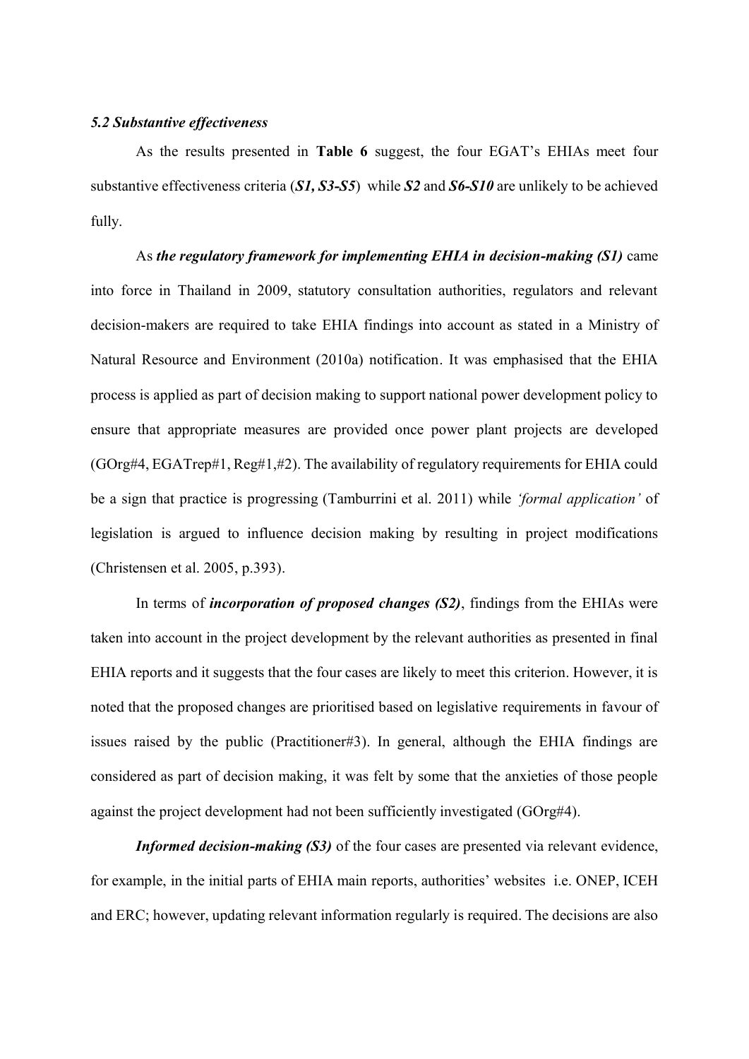### *5.2 Substantive effectiveness*

As the results presented in **Table 6** suggest, the four EGAT's EHIAs meet four substantive effectiveness criteria (***S1, S3-S5***) while ***S2*** and ***S6-S10*** are unlikely to be achieved fully.

As ***the regulatory framework for implementing EHIA in decision-making (S1)*** came into force in Thailand in 2009, statutory consultation authorities, regulators and relevant decision-makers are required to take EHIA findings into account as stated in a Ministry of Natural Resource and Environment (2010a) notification. It was emphasised that the EHIA process is applied as part of decision making to support national power development policy to ensure that appropriate measures are provided once power plant projects are developed (GOrg#4, EGATrep#1, Reg#1,#2). The availability of regulatory requirements for EHIA could be a sign that practice is progressing (Tamburrini et al. 2011) while *'formal application'* of legislation is argued to influence decision making by resulting in project modifications (Christensen et al. 2005, p.393).

In terms of ***incorporation of proposed changes (S2)***, findings from the EHIAs were taken into account in the project development by the relevant authorities as presented in final EHIA reports and it suggests that the four cases are likely to meet this criterion. However, it is noted that the proposed changes are prioritised based on legislative requirements in favour of issues raised by the public (Practitioner#3). In general, although the EHIA findings are considered as part of decision making, it was felt by some that the anxieties of those people against the project development had not been sufficiently investigated (GOrg#4).

***Informed decision-making (S3)*** of the four cases are presented via relevant evidence, for example, in the initial parts of EHIA main reports, authorities' websites i.e. ONEP, ICEH and ERC; however, updating relevant information regularly is required. The decisions are also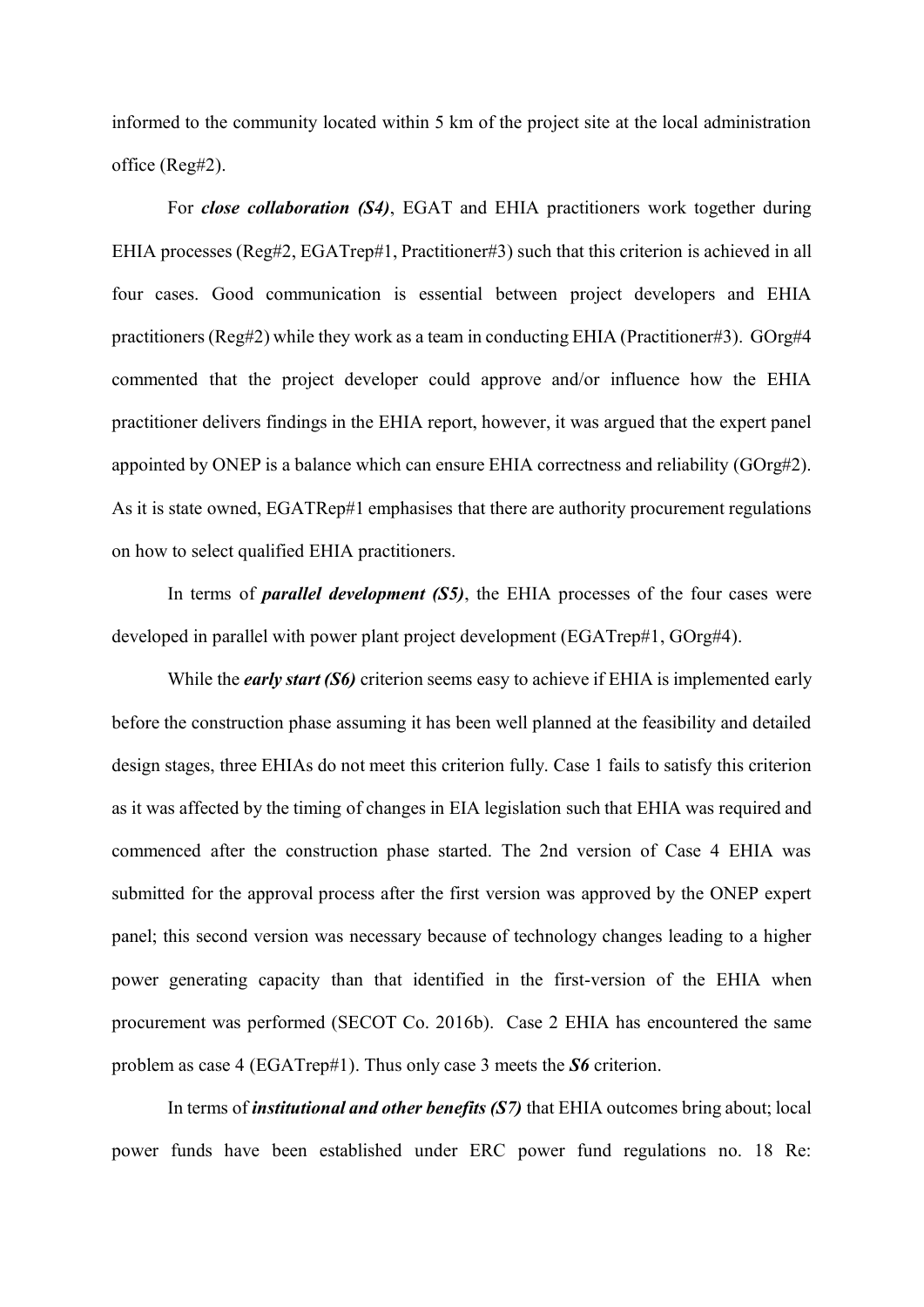informed to the community located within 5 km of the project site at the local administration office (Reg#2).

For ***close collaboration (S4)***, EGAT and EHIA practitioners work together during EHIA processes (Reg#2, EGATrep#1, Practitioner#3) such that this criterion is achieved in all four cases. Good communication is essential between project developers and EHIA practitioners (Reg#2) while they work as a team in conducting EHIA (Practitioner#3). GOrg#4 commented that the project developer could approve and/or influence how the EHIA practitioner delivers findings in the EHIA report, however, it was argued that the expert panel appointed by ONEP is a balance which can ensure EHIA correctness and reliability (GOrg#2). As it is state owned, EGATRep#1 emphasises that there are authority procurement regulations on how to select qualified EHIA practitioners.

In terms of ***parallel development (S5)***, the EHIA processes of the four cases were developed in parallel with power plant project development (EGATrep#1, GOrg#4).

While the ***early start (S6)*** criterion seems easy to achieve if EHIA is implemented early before the construction phase assuming it has been well planned at the feasibility and detailed design stages, three EHIAs do not meet this criterion fully. Case 1 fails to satisfy this criterion as it was affected by the timing of changes in EIA legislation such that EHIA was required and commenced after the construction phase started. The 2nd version of Case 4 EHIA was submitted for the approval process after the first version was approved by the ONEP expert panel; this second version was necessary because of technology changes leading to a higher power generating capacity than that identified in the first-version of the EHIA when procurement was performed (SECOT Co. 2016b). Case 2 EHIA has encountered the same problem as case 4 (EGATrep#1). Thus only case 3 meets the ***S6*** criterion.

In terms of ***institutional and other benefits (S7)*** that EHIA outcomes bring about; local power funds have been established under ERC power fund regulations no. 18 Re: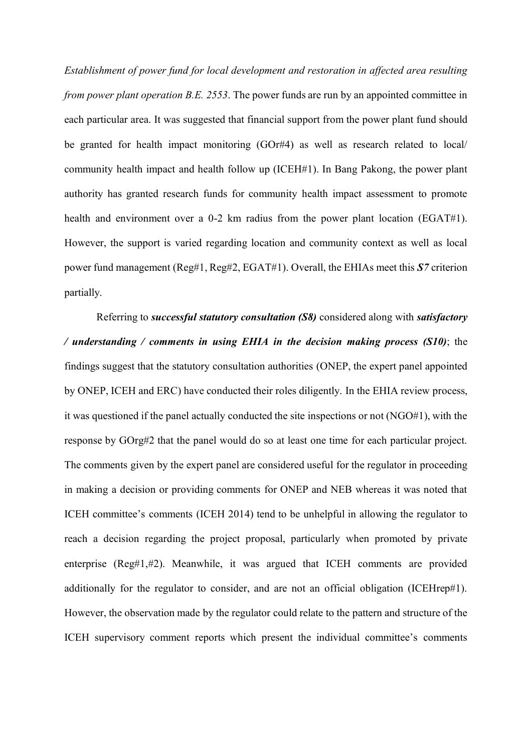*Establishment of power fund for local development and restoration in affected area resulting from power plant operation B.E. 2553*. The power funds are run by an appointed committee in each particular area. It was suggested that financial support from the power plant fund should be granted for health impact monitoring (GOr#4) as well as research related to local/ community health impact and health follow up (ICEH#1). In Bang Pakong, the power plant authority has granted research funds for community health impact assessment to promote health and environment over a 0-2 km radius from the power plant location (EGAT#1). However, the support is varied regarding location and community context as well as local power fund management (Reg#1, Reg#2, EGAT#1). Overall, the EHIAs meet this ***S7*** criterion partially.

Referring to ***successful statutory consultation (S8)*** considered along with ***satisfactory / understanding / comments in using EHIA in the decision making process (S10)***; the findings suggest that the statutory consultation authorities (ONEP, the expert panel appointed by ONEP, ICEH and ERC) have conducted their roles diligently. In the EHIA review process, it was questioned if the panel actually conducted the site inspections or not (NGO#1), with the response by GOrg#2 that the panel would do so at least one time for each particular project. The comments given by the expert panel are considered useful for the regulator in proceeding in making a decision or providing comments for ONEP and NEB whereas it was noted that ICEH committee's comments (ICEH 2014) tend to be unhelpful in allowing the regulator to reach a decision regarding the project proposal, particularly when promoted by private enterprise (Reg#1,#2). Meanwhile, it was argued that ICEH comments are provided additionally for the regulator to consider, and are not an official obligation (ICEHrep#1). However, the observation made by the regulator could relate to the pattern and structure of the ICEH supervisory comment reports which present the individual committee's comments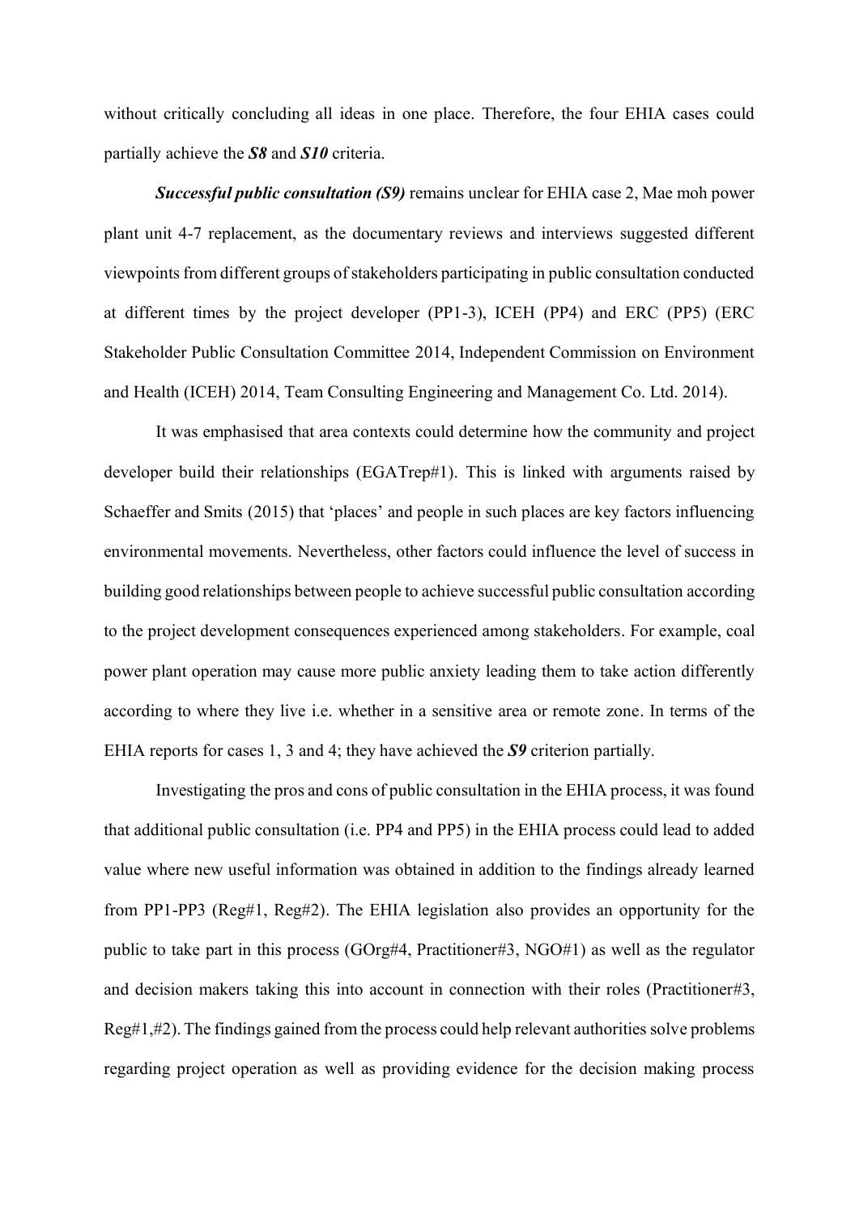without critically concluding all ideas in one place. Therefore, the four EHIA cases could partially achieve the ***S8*** and ***S10*** criteria.

***Successful public consultation (S9)*** remains unclear for EHIA case 2, Mae moh power plant unit 4-7 replacement, as the documentary reviews and interviews suggested different viewpoints from different groups of stakeholders participating in public consultation conducted at different times by the project developer (PP1-3), ICEH (PP4) and ERC (PP5) (ERC Stakeholder Public Consultation Committee 2014, Independent Commission on Environment and Health (ICEH) 2014, Team Consulting Engineering and Management Co. Ltd. 2014).

It was emphasised that area contexts could determine how the community and project developer build their relationships (EGATrep#1). This is linked with arguments raised by Schaeffer and Smits (2015) that 'places' and people in such places are key factors influencing environmental movements. Nevertheless, other factors could influence the level of success in building good relationships between people to achieve successful public consultation according to the project development consequences experienced among stakeholders. For example, coal power plant operation may cause more public anxiety leading them to take action differently according to where they live i.e. whether in a sensitive area or remote zone. In terms of the EHIA reports for cases 1, 3 and 4; they have achieved the ***S9*** criterion partially.

Investigating the pros and cons of public consultation in the EHIA process, it was found that additional public consultation (i.e. PP4 and PP5) in the EHIA process could lead to added value where new useful information was obtained in addition to the findings already learned from PP1-PP3 (Reg#1, Reg#2). The EHIA legislation also provides an opportunity for the public to take part in this process (GOrg#4, Practitioner#3, NGO#1) as well as the regulator and decision makers taking this into account in connection with their roles (Practitioner#3, Reg#1,#2). The findings gained from the process could help relevant authorities solve problems regarding project operation as well as providing evidence for the decision making process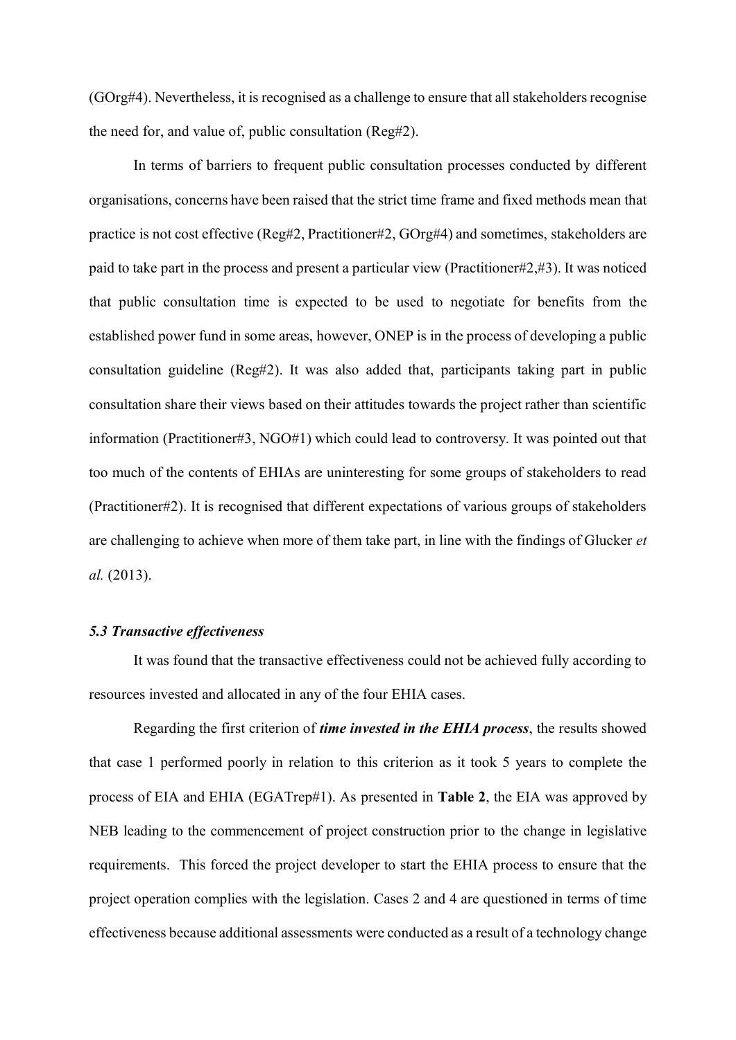(GOrg#4). Nevertheless, it is recognised as a challenge to ensure that all stakeholders recognise the need for, and value of, public consultation (Reg#2).

In terms of barriers to frequent public consultation processes conducted by different organisations, concerns have been raised that the strict time frame and fixed methods mean that practice is not cost effective (Reg#2, Practitioner#2, GOrg#4) and sometimes, stakeholders are paid to take part in the process and present a particular view (Practitioner#2,#3). It was noticed that public consultation time is expected to be used to negotiate for benefits from the established power fund in some areas, however, ONEP is in the process of developing a public consultation guideline (Reg#2). It was also added that, participants taking part in public consultation share their views based on their attitudes towards the project rather than scientific information (Practitioner#3, NGO#1) which could lead to controversy. It was pointed out that too much of the contents of EHIAs are uninteresting for some groups of stakeholders to read (Practitioner#2). It is recognised that different expectations of various groups of stakeholders are challenging to achieve when more of them take part, in line with the findings of Glucker *et al.* (2013).

### *5.3 Transactive effectiveness*

It was found that the transactive effectiveness could not be achieved fully according to resources invested and allocated in any of the four EHIA cases.

Regarding the first criterion of ***time invested in the EHIA process***, the results showed that case 1 performed poorly in relation to this criterion as it took 5 years to complete the process of EIA and EHIA (EGATrep#1). As presented in **Table 2**, the EIA was approved by NEB leading to the commencement of project construction prior to the change in legislative requirements. This forced the project developer to start the EHIA process to ensure that the project operation complies with the legislation. Cases 2 and 4 are questioned in terms of time effectiveness because additional assessments were conducted as a result of a technology change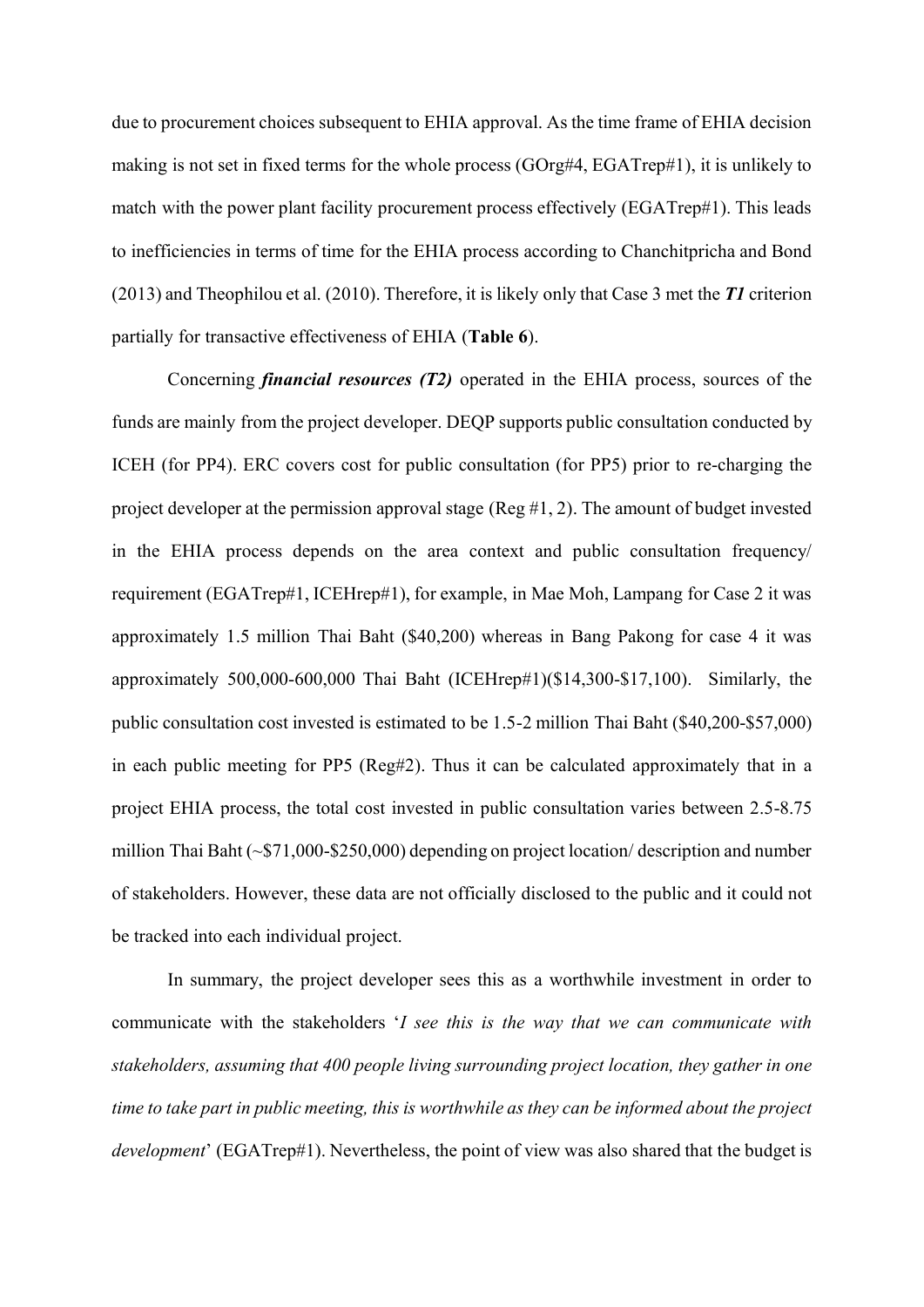due to procurement choices subsequent to EHIA approval. As the time frame of EHIA decision making is not set in fixed terms for the whole process (GOrg#4, EGATrep#1), it is unlikely to match with the power plant facility procurement process effectively (EGATrep#1). This leads to inefficiencies in terms of time for the EHIA process according to Chanchitpricha and Bond (2013) and Theophilou et al. (2010). Therefore, it is likely only that Case 3 met the ***T1*** criterion partially for transactive effectiveness of EHIA (**Table 6**).

Concerning ***financial resources (T2)*** operated in the EHIA process, sources of the funds are mainly from the project developer. DEQP supports public consultation conducted by ICEH (for PP4). ERC covers cost for public consultation (for PP5) prior to re-charging the project developer at the permission approval stage (Reg #1, 2). The amount of budget invested in the EHIA process depends on the area context and public consultation frequency/ requirement (EGATrep#1, ICEHrep#1), for example, in Mae Moh, Lampang for Case 2 it was approximately 1.5 million Thai Baht ($40,200) whereas in Bang Pakong for case 4 it was approximately 500,000-600,000 Thai Baht (ICEHrep#1)($14,300-$17,100). Similarly, the public consultation cost invested is estimated to be 1.5-2 million Thai Baht ($40,200-$57,000) in each public meeting for PP5 (Reg#2). Thus it can be calculated approximately that in a project EHIA process, the total cost invested in public consultation varies between 2.5-8.75 million Thai Baht (~$71,000-$250,000) depending on project location/ description and number of stakeholders. However, these data are not officially disclosed to the public and it could not be tracked into each individual project.

In summary, the project developer sees this as a worthwhile investment in order to communicate with the stakeholders '*I see this is the way that we can communicate with stakeholders, assuming that 400 people living surrounding project location, they gather in one time to take part in public meeting, this is worthwhile as they can be informed about the project development*' (EGATrep#1). Nevertheless, the point of view was also shared that the budget is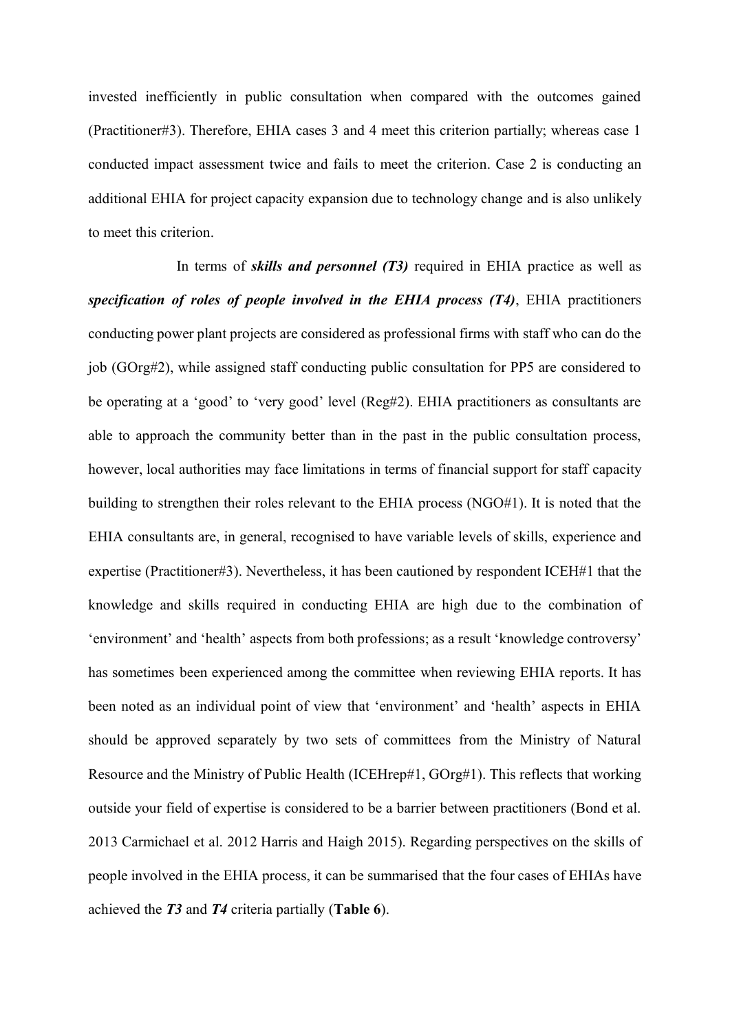invested inefficiently in public consultation when compared with the outcomes gained (Practitioner#3). Therefore, EHIA cases 3 and 4 meet this criterion partially; whereas case 1 conducted impact assessment twice and fails to meet the criterion. Case 2 is conducting an additional EHIA for project capacity expansion due to technology change and is also unlikely to meet this criterion.

In terms of ***skills and personnel (T3)*** required in EHIA practice as well as ***specification of roles of people involved in the EHIA process (T4)***, EHIA practitioners conducting power plant projects are considered as professional firms with staff who can do the job (GOrg#2), while assigned staff conducting public consultation for PP5 are considered to be operating at a 'good' to 'very good' level (Reg#2). EHIA practitioners as consultants are able to approach the community better than in the past in the public consultation process, however, local authorities may face limitations in terms of financial support for staff capacity building to strengthen their roles relevant to the EHIA process (NGO#1). It is noted that the EHIA consultants are, in general, recognised to have variable levels of skills, experience and expertise (Practitioner#3). Nevertheless, it has been cautioned by respondent ICEH#1 that the knowledge and skills required in conducting EHIA are high due to the combination of 'environment' and 'health' aspects from both professions; as a result 'knowledge controversy' has sometimes been experienced among the committee when reviewing EHIA reports. It has been noted as an individual point of view that 'environment' and 'health' aspects in EHIA should be approved separately by two sets of committees from the Ministry of Natural Resource and the Ministry of Public Health (ICEHrep#1, GOrg#1). This reflects that working outside your field of expertise is considered to be a barrier between practitioners (Bond et al. 2013 Carmichael et al. 2012 Harris and Haigh 2015). Regarding perspectives on the skills of people involved in the EHIA process, it can be summarised that the four cases of EHIAs have achieved the ***T3*** and ***T4*** criteria partially (**Table 6**).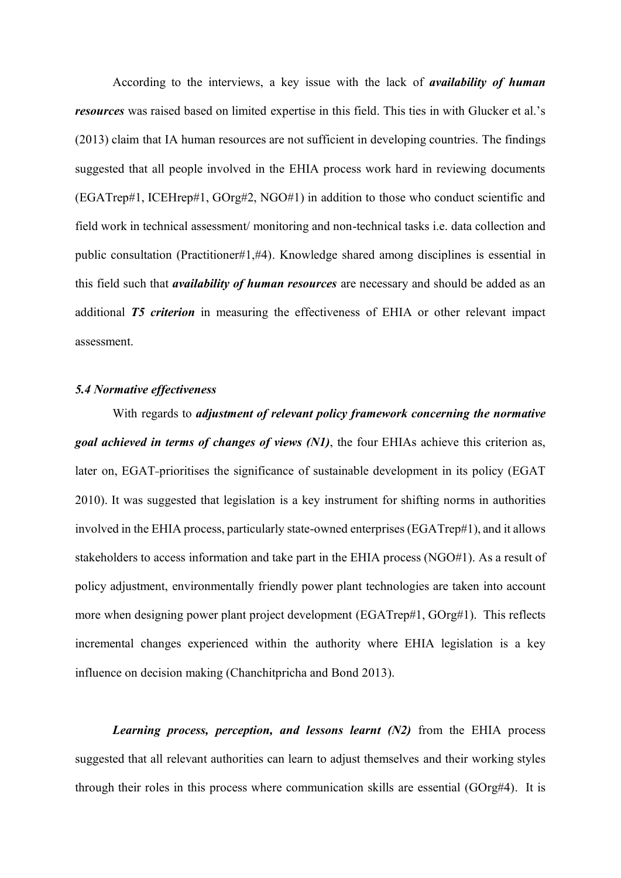According to the interviews, a key issue with the lack of ***availability of human resources*** was raised based on limited expertise in this field. This ties in with Glucker et al.'s (2013) claim that IA human resources are not sufficient in developing countries. The findings suggested that all people involved in the EHIA process work hard in reviewing documents (EGATrep#1, ICEHrep#1, GOrg#2, NGO#1) in addition to those who conduct scientific and field work in technical assessment/ monitoring and non-technical tasks i.e. data collection and public consultation (Practitioner#1,#4). Knowledge shared among disciplines is essential in this field such that ***availability of human resources*** are necessary and should be added as an additional ***T5 criterion*** in measuring the effectiveness of EHIA or other relevant impact assessment.

### *5.4 Normative effectiveness*

With regards to ***adjustment of relevant policy framework concerning the normative goal achieved in terms of changes of views (N1)***, the four EHIAs achieve this criterion as, later on, EGAT prioritises the significance of sustainable development in its policy (EGAT 2010). It was suggested that legislation is a key instrument for shifting norms in authorities involved in the EHIA process, particularly state-owned enterprises (EGATrep#1), and it allows stakeholders to access information and take part in the EHIA process (NGO#1). As a result of policy adjustment, environmentally friendly power plant technologies are taken into account more when designing power plant project development (EGATrep#1, GOrg#1). This reflects incremental changes experienced within the authority where EHIA legislation is a key influence on decision making (Chanchitpricha and Bond 2013).

***Learning process, perception, and lessons learnt (N2)*** from the EHIA process suggested that all relevant authorities can learn to adjust themselves and their working styles through their roles in this process where communication skills are essential (GOrg#4). It is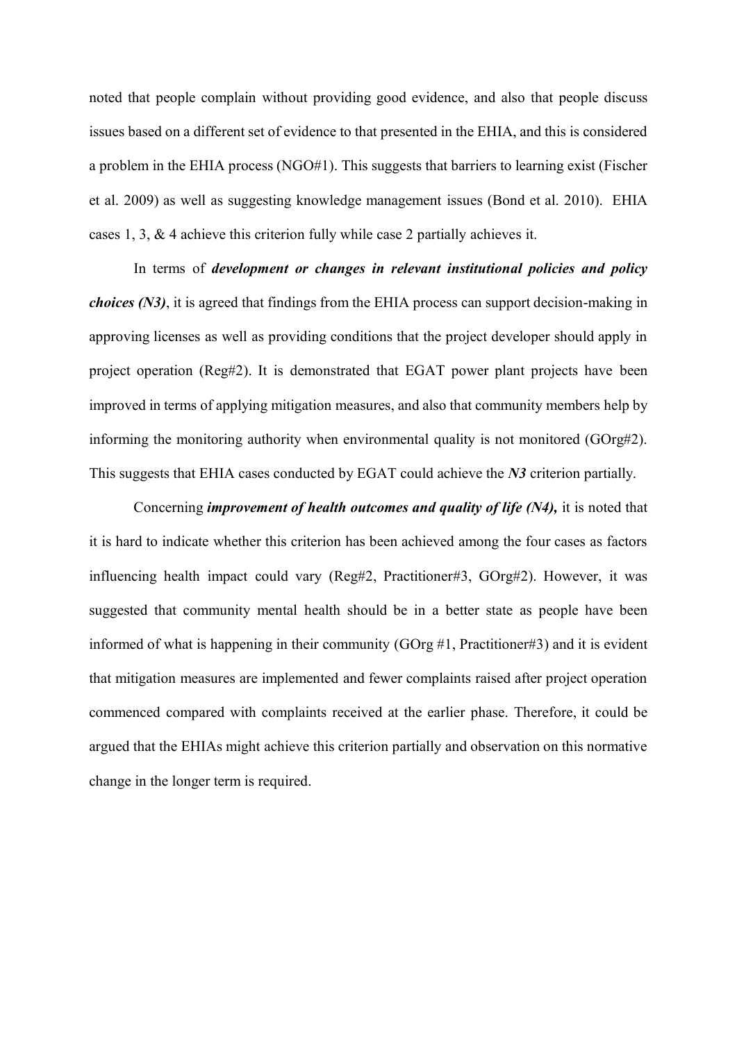noted that people complain without providing good evidence, and also that people discuss issues based on a different set of evidence to that presented in the EHIA, and this is considered a problem in the EHIA process (NGO#1). This suggests that barriers to learning exist (Fischer et al. 2009) as well as suggesting knowledge management issues (Bond et al. 2010). EHIA cases 1, 3, & 4 achieve this criterion fully while case 2 partially achieves it.

In terms of ***development or changes in relevant institutional policies and policy choices (N3)***, it is agreed that findings from the EHIA process can support decision-making in approving licenses as well as providing conditions that the project developer should apply in project operation (Reg#2). It is demonstrated that EGAT power plant projects have been improved in terms of applying mitigation measures, and also that community members help by informing the monitoring authority when environmental quality is not monitored (GOrg#2). This suggests that EHIA cases conducted by EGAT could achieve the ***N3*** criterion partially.

Concerning ***improvement of health outcomes and quality of life (N4),*** it is noted that it is hard to indicate whether this criterion has been achieved among the four cases as factors influencing health impact could vary (Reg#2, Practitioner#3, GOrg#2). However, it was suggested that community mental health should be in a better state as people have been informed of what is happening in their community (GOrg #1, Practitioner#3) and it is evident that mitigation measures are implemented and fewer complaints raised after project operation commenced compared with complaints received at the earlier phase. Therefore, it could be argued that the EHIAs might achieve this criterion partially and observation on this normative change in the longer term is required.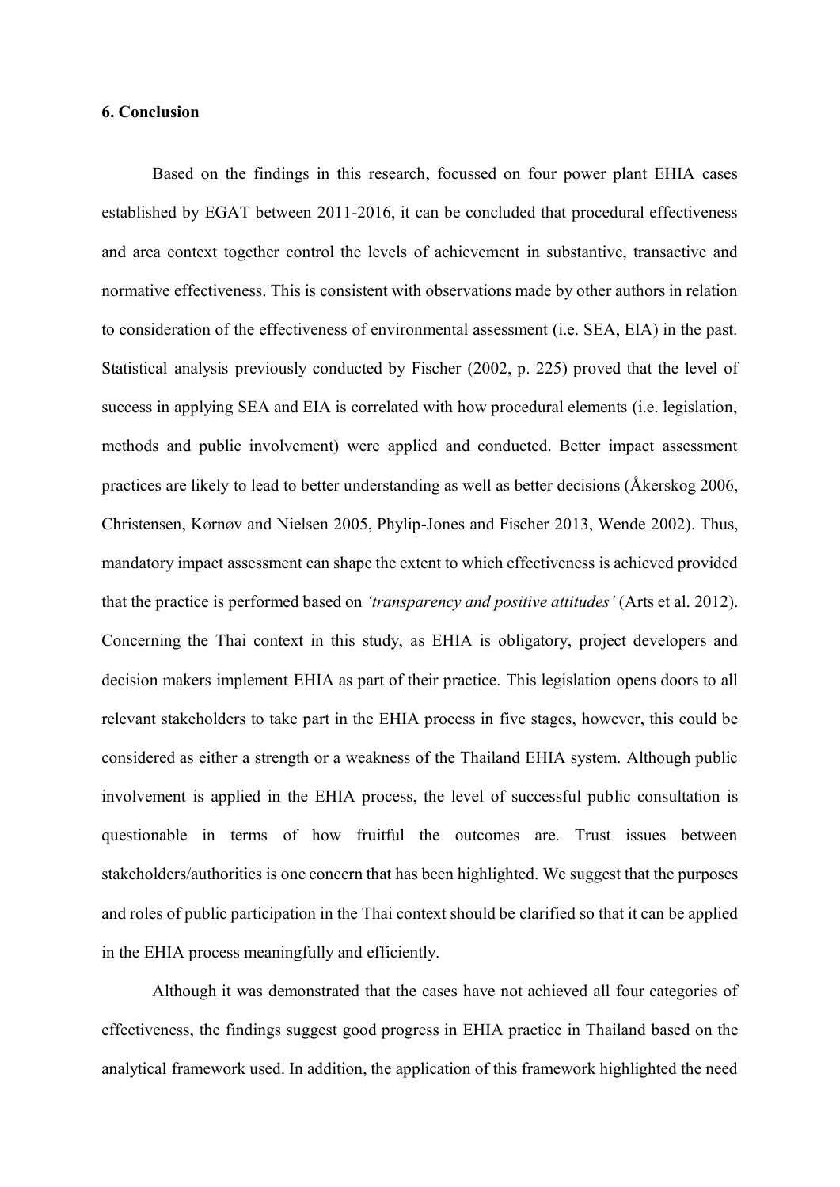## 6. Conclusion

Based on the findings in this research, focussed on four power plant EHIA cases established by EGAT between 2011-2016, it can be concluded that procedural effectiveness and area context together control the levels of achievement in substantive, transactive and normative effectiveness. This is consistent with observations made by other authors in relation to consideration of the effectiveness of environmental assessment (i.e. SEA, EIA) in the past. Statistical analysis previously conducted by Fischer (2002, p. 225) proved that the level of success in applying SEA and EIA is correlated with how procedural elements (i.e. legislation, methods and public involvement) were applied and conducted. Better impact assessment practices are likely to lead to better understanding as well as better decisions (Åkerskog 2006, Christensen, Kørnøv and Nielsen 2005, Phylip-Jones and Fischer 2013, Wende 2002). Thus, mandatory impact assessment can shape the extent to which effectiveness is achieved provided that the practice is performed based on *'transparency and positive attitudes'* (Arts et al. 2012). Concerning the Thai context in this study, as EHIA is obligatory, project developers and decision makers implement EHIA as part of their practice. This legislation opens doors to all relevant stakeholders to take part in the EHIA process in five stages, however, this could be considered as either a strength or a weakness of the Thailand EHIA system. Although public involvement is applied in the EHIA process, the level of successful public consultation is questionable in terms of how fruitful the outcomes are. Trust issues between stakeholders/authorities is one concern that has been highlighted. We suggest that the purposes and roles of public participation in the Thai context should be clarified so that it can be applied in the EHIA process meaningfully and efficiently.

Although it was demonstrated that the cases have not achieved all four categories of effectiveness, the findings suggest good progress in EHIA practice in Thailand based on the analytical framework used. In addition, the application of this framework highlighted the need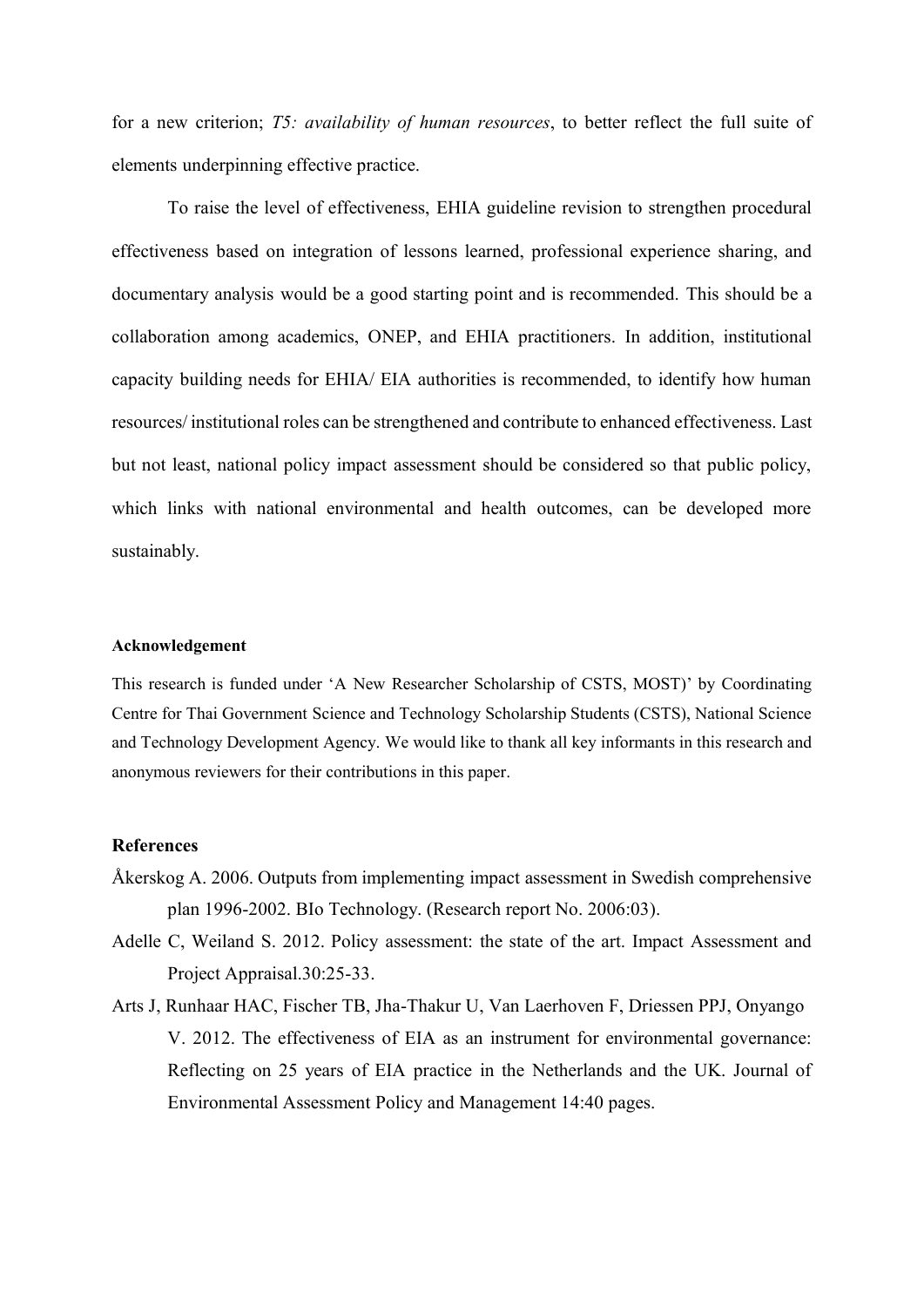for a new criterion; *T5: availability of human resources*, to better reflect the full suite of elements underpinning effective practice.

To raise the level of effectiveness, EHIA guideline revision to strengthen procedural effectiveness based on integration of lessons learned, professional experience sharing, and documentary analysis would be a good starting point and is recommended. This should be a collaboration among academics, ONEP, and EHIA practitioners. In addition, institutional capacity building needs for EHIA/ EIA authorities is recommended, to identify how human resources/ institutional roles can be strengthened and contribute to enhanced effectiveness. Last but not least, national policy impact assessment should be considered so that public policy, which links with national environmental and health outcomes, can be developed more sustainably.

### Acknowledgement

This research is funded under 'A New Researcher Scholarship of CSTS, MOST)' by Coordinating Centre for Thai Government Science and Technology Scholarship Students (CSTS), National Science and Technology Development Agency. We would like to thank all key informants in this research and anonymous reviewers for their contributions in this paper.

### References

Åkerskog A. 2006. Outputs from implementing impact assessment in Swedish comprehensive plan 1996-2002. BIo Technology. (Research report No. 2006:03).

Adelle C, Weiland S. 2012. Policy assessment: the state of the art. Impact Assessment and Project Appraisal.30:25-33.

Arts J, Runhaar HAC, Fischer TB, Jha-Thakur U, Van Laerhoven F, Driessen PPJ, Onyango V. 2012. The effectiveness of EIA as an instrument for environmental governance: Reflecting on 25 years of EIA practice in the Netherlands and the UK. Journal of Environmental Assessment Policy and Management 14:40 pages.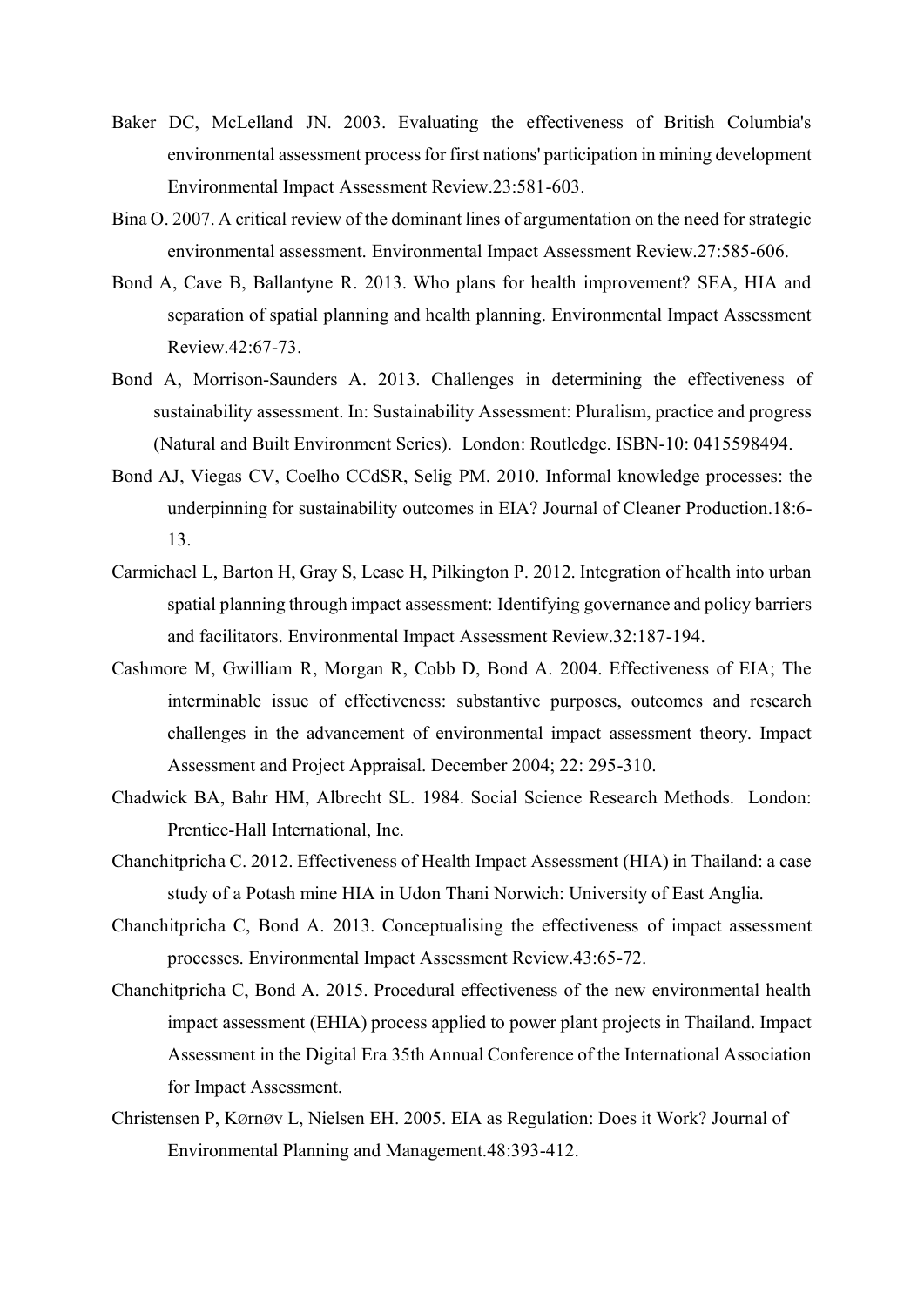Baker DC, McLelland JN. 2003. Evaluating the effectiveness of British Columbia's environmental assessment process for first nations' participation in mining development Environmental Impact Assessment Review.23:581-603.

Bina O. 2007. A critical review of the dominant lines of argumentation on the need for strategic environmental assessment. Environmental Impact Assessment Review.27:585-606.

Bond A, Cave B, Ballantyne R. 2013. Who plans for health improvement? SEA, HIA and separation of spatial planning and health planning. Environmental Impact Assessment Review.42:67-73.

Bond A, Morrison-Saunders A. 2013. Challenges in determining the effectiveness of sustainability assessment. In: Sustainability Assessment: Pluralism, practice and progress (Natural and Built Environment Series). London: Routledge. ISBN-10: 0415598494.

Bond AJ, Viegas CV, Coelho CCdSR, Selig PM. 2010. Informal knowledge processes: the underpinning for sustainability outcomes in EIA? Journal of Cleaner Production.18:6-13.

Carmichael L, Barton H, Gray S, Lease H, Pilkington P. 2012. Integration of health into urban spatial planning through impact assessment: Identifying governance and policy barriers and facilitators. Environmental Impact Assessment Review.32:187-194.

Cashmore M, Gwilliam R, Morgan R, Cobb D, Bond A. 2004. Effectiveness of EIA; The interminable issue of effectiveness: substantive purposes, outcomes and research challenges in the advancement of environmental impact assessment theory. Impact Assessment and Project Appraisal. December 2004; 22: 295-310.

Chadwick BA, Bahr HM, Albrecht SL. 1984. Social Science Research Methods. London: Prentice-Hall International, Inc.

Chanchitpricha C. 2012. Effectiveness of Health Impact Assessment (HIA) in Thailand: a case study of a Potash mine HIA in Udon Thani Norwich: University of East Anglia.

Chanchitpricha C, Bond A. 2013. Conceptualising the effectiveness of impact assessment processes. Environmental Impact Assessment Review.43:65-72.

Chanchitpricha C, Bond A. 2015. Procedural effectiveness of the new environmental health impact assessment (EHIA) process applied to power plant projects in Thailand. Impact Assessment in the Digital Era 35th Annual Conference of the International Association for Impact Assessment.

Christensen P, Kørnøv L, Nielsen EH. 2005. EIA as Regulation: Does it Work? Journal of Environmental Planning and Management.48:393-412.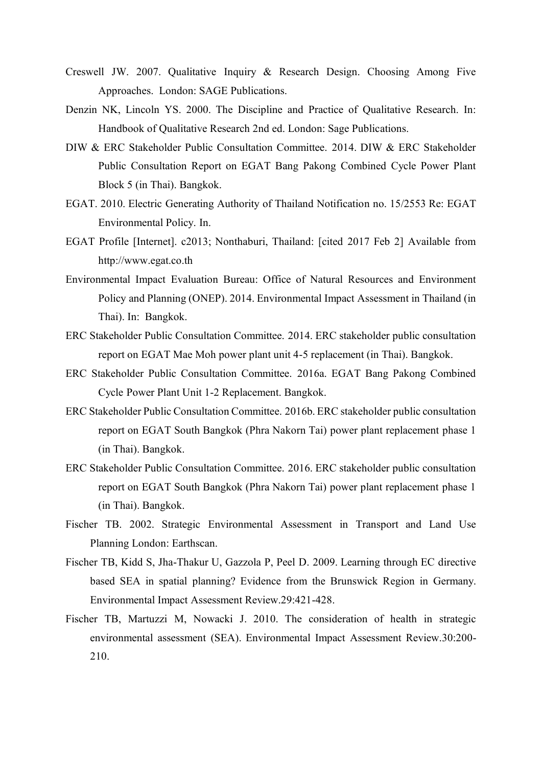Creswell JW. 2007. Qualitative Inquiry & Research Design. Choosing Among Five Approaches. London: SAGE Publications.

Denzin NK, Lincoln YS. 2000. The Discipline and Practice of Qualitative Research. In: Handbook of Qualitative Research 2nd ed. London: Sage Publications.

DIW & ERC Stakeholder Public Consultation Committee. 2014. DIW & ERC Stakeholder Public Consultation Report on EGAT Bang Pakong Combined Cycle Power Plant Block 5 (in Thai). Bangkok.

EGAT. 2010. Electric Generating Authority of Thailand Notification no. 15/2553 Re: EGAT Environmental Policy. In.

EGAT Profile [Internet]. c2013; Nonthaburi, Thailand: [cited 2017 Feb 2] Available from http://www.egat.co.th

Environmental Impact Evaluation Bureau: Office of Natural Resources and Environment Policy and Planning (ONEP). 2014. Environmental Impact Assessment in Thailand (in Thai). In: Bangkok.

ERC Stakeholder Public Consultation Committee. 2014. ERC stakeholder public consultation report on EGAT Mae Moh power plant unit 4-5 replacement (in Thai). Bangkok.

ERC Stakeholder Public Consultation Committee. 2016a. EGAT Bang Pakong Combined Cycle Power Plant Unit 1-2 Replacement. Bangkok.

ERC Stakeholder Public Consultation Committee. 2016b. ERC stakeholder public consultation report on EGAT South Bangkok (Phra Nakorn Tai) power plant replacement phase 1 (in Thai). Bangkok.

ERC Stakeholder Public Consultation Committee. 2016. ERC stakeholder public consultation report on EGAT South Bangkok (Phra Nakorn Tai) power plant replacement phase 1 (in Thai). Bangkok.

Fischer TB. 2002. Strategic Environmental Assessment in Transport and Land Use Planning London: Earthscan.

Fischer TB, Kidd S, Jha-Thakur U, Gazzola P, Peel D. 2009. Learning through EC directive based SEA in spatial planning? Evidence from the Brunswick Region in Germany. Environmental Impact Assessment Review.29:421-428.

Fischer TB, Martuzzi M, Nowacki J. 2010. The consideration of health in strategic environmental assessment (SEA). Environmental Impact Assessment Review.30:200-210.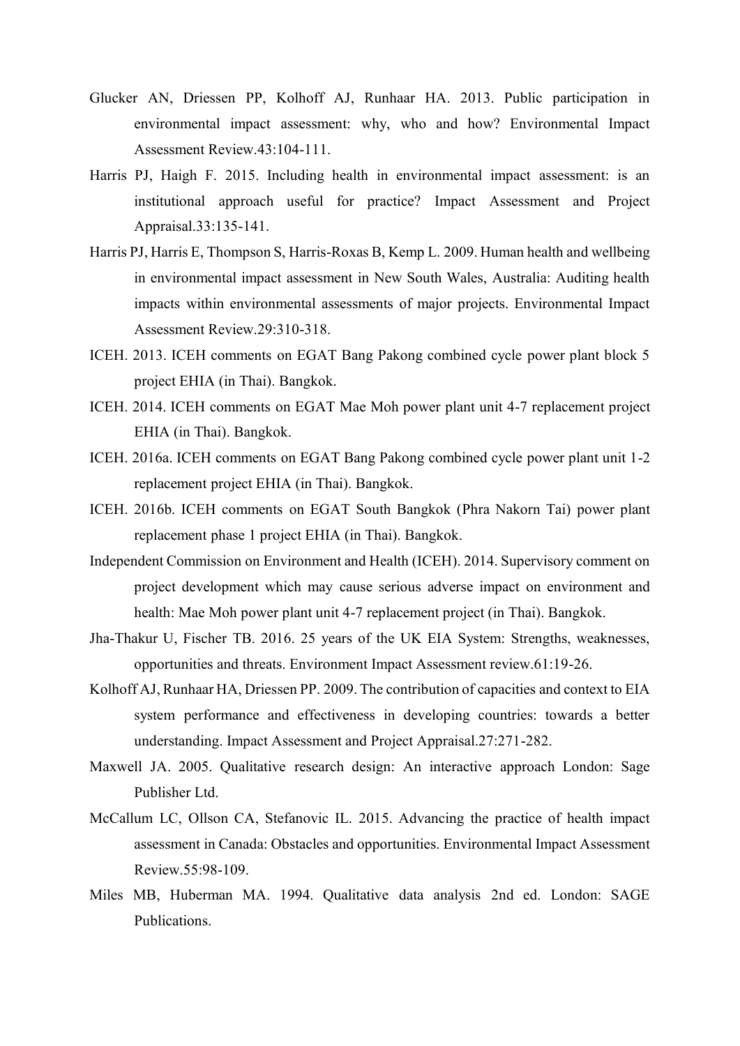Glucker AN, Driessen PP, Kolhoff AJ, Runhaar HA. 2013. Public participation in environmental impact assessment: why, who and how? Environmental Impact Assessment Review.43:104-111.

Harris PJ, Haigh F. 2015. Including health in environmental impact assessment: is an institutional approach useful for practice? Impact Assessment and Project Appraisal.33:135-141.

Harris PJ, Harris E, Thompson S, Harris-Roxas B, Kemp L. 2009. Human health and wellbeing in environmental impact assessment in New South Wales, Australia: Auditing health impacts within environmental assessments of major projects. Environmental Impact Assessment Review.29:310-318.

ICEH. 2013. ICEH comments on EGAT Bang Pakong combined cycle power plant block 5 project EHIA (in Thai). Bangkok.

ICEH. 2014. ICEH comments on EGAT Mae Moh power plant unit 4-7 replacement project EHIA (in Thai). Bangkok.

ICEH. 2016a. ICEH comments on EGAT Bang Pakong combined cycle power plant unit 1-2 replacement project EHIA (in Thai). Bangkok.

ICEH. 2016b. ICEH comments on EGAT South Bangkok (Phra Nakorn Tai) power plant replacement phase 1 project EHIA (in Thai). Bangkok.

Independent Commission on Environment and Health (ICEH). 2014. Supervisory comment on project development which may cause serious adverse impact on environment and health: Mae Moh power plant unit 4-7 replacement project (in Thai). Bangkok.

Jha-Thakur U, Fischer TB. 2016. 25 years of the UK EIA System: Strengths, weaknesses, opportunities and threats. Environment Impact Assessment review.61:19-26.

Kolhoff AJ, Runhaar HA, Driessen PP. 2009. The contribution of capacities and context to EIA system performance and effectiveness in developing countries: towards a better understanding. Impact Assessment and Project Appraisal.27:271-282.

Maxwell JA. 2005. Qualitative research design: An interactive approach London: Sage Publisher Ltd.

McCallum LC, Ollson CA, Stefanovic IL. 2015. Advancing the practice of health impact assessment in Canada: Obstacles and opportunities. Environmental Impact Assessment Review.55:98-109.

Miles MB, Huberman MA. 1994. Qualitative data analysis 2nd ed. London: SAGE Publications.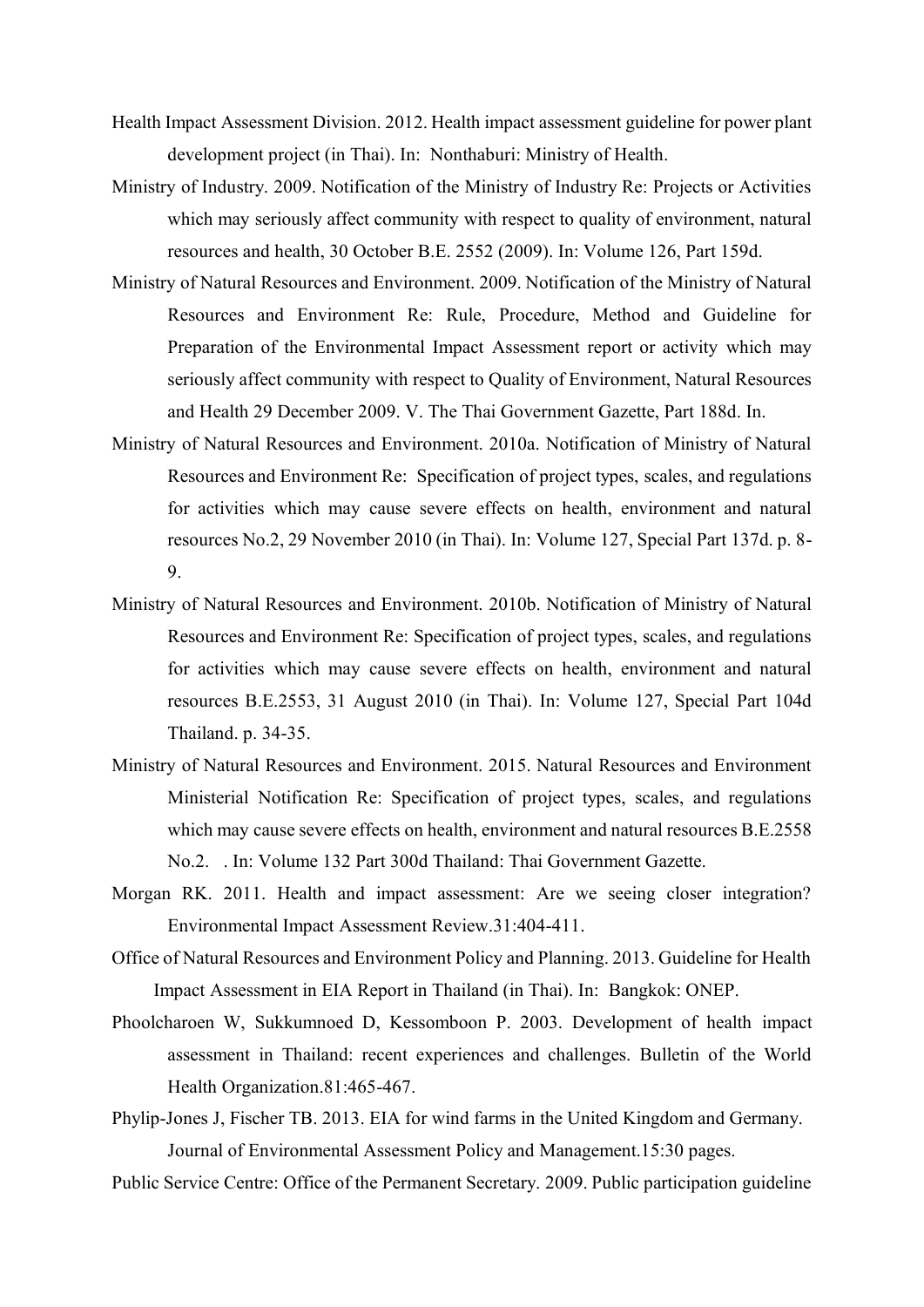Health Impact Assessment Division. 2012. Health impact assessment guideline for power plant development project (in Thai). In: Nonthaburi: Ministry of Health.

Ministry of Industry. 2009. Notification of the Ministry of Industry Re: Projects or Activities which may seriously affect community with respect to quality of environment, natural resources and health, 30 October B.E. 2552 (2009). In: Volume 126, Part 159d.

Ministry of Natural Resources and Environment. 2009. Notification of the Ministry of Natural Resources and Environment Re: Rule, Procedure, Method and Guideline for Preparation of the Environmental Impact Assessment report or activity which may seriously affect community with respect to Quality of Environment, Natural Resources and Health 29 December 2009. V. The Thai Government Gazette, Part 188d. In.

Ministry of Natural Resources and Environment. 2010a. Notification of Ministry of Natural Resources and Environment Re: Specification of project types, scales, and regulations for activities which may cause severe effects on health, environment and natural resources No.2, 29 November 2010 (in Thai). In: Volume 127, Special Part 137d. p. 8-9.

Ministry of Natural Resources and Environment. 2010b. Notification of Ministry of Natural Resources and Environment Re: Specification of project types, scales, and regulations for activities which may cause severe effects on health, environment and natural resources B.E.2553, 31 August 2010 (in Thai). In: Volume 127, Special Part 104d Thailand. p. 34-35.

Ministry of Natural Resources and Environment. 2015. Natural Resources and Environment Ministerial Notification Re: Specification of project types, scales, and regulations which may cause severe effects on health, environment and natural resources B.E.2558 No.2. . In: Volume 132 Part 300d Thailand: Thai Government Gazette.

Morgan RK. 2011. Health and impact assessment: Are we seeing closer integration? Environmental Impact Assessment Review.31:404-411.

Office of Natural Resources and Environment Policy and Planning. 2013. Guideline for Health Impact Assessment in EIA Report in Thailand (in Thai). In: Bangkok: ONEP.

Phoolcharoen W, Sukkumnoed D, Kessomboon P. 2003. Development of health impact assessment in Thailand: recent experiences and challenges. Bulletin of the World Health Organization.81:465-467.

Phylip-Jones J, Fischer TB. 2013. EIA for wind farms in the United Kingdom and Germany. Journal of Environmental Assessment Policy and Management.15:30 pages.

Public Service Centre: Office of the Permanent Secretary. 2009. Public participation guideline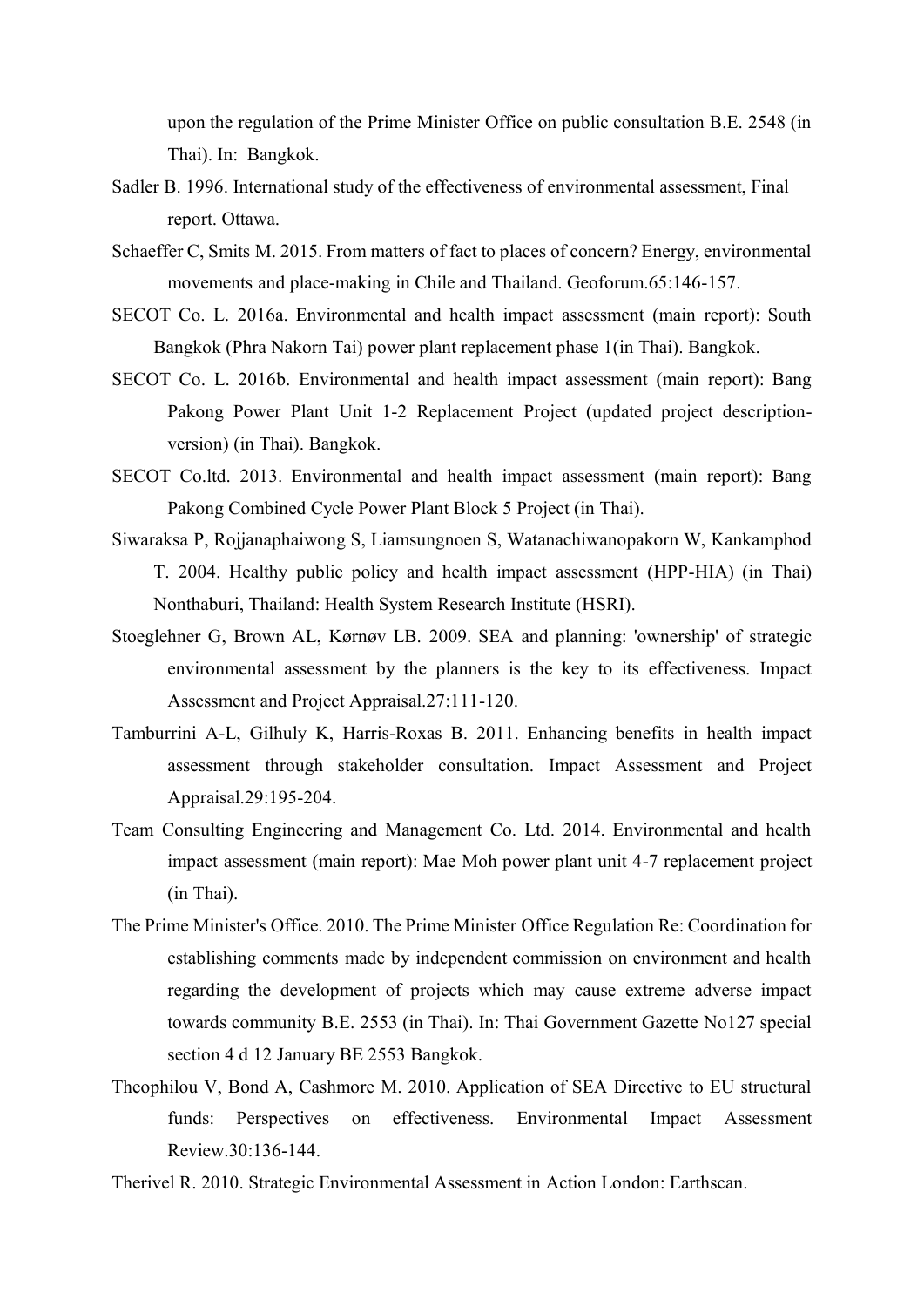upon the regulation of the Prime Minister Office on public consultation B.E. 2548 (in Thai). In: Bangkok.

Sadler B. 1996. International study of the effectiveness of environmental assessment, Final report. Ottawa.

Schaeffer C, Smits M. 2015. From matters of fact to places of concern? Energy, environmental movements and place-making in Chile and Thailand. Geoforum.65:146-157.

SECOT Co. L. 2016a. Environmental and health impact assessment (main report): South Bangkok (Phra Nakorn Tai) power plant replacement phase 1(in Thai). Bangkok.

SECOT Co. L. 2016b. Environmental and health impact assessment (main report): Bang Pakong Power Plant Unit 1-2 Replacement Project (updated project description-version) (in Thai). Bangkok.

SECOT Co.ltd. 2013. Environmental and health impact assessment (main report): Bang Pakong Combined Cycle Power Plant Block 5 Project (in Thai).

Siwaraksa P, Rojjanaphaiwong S, Liamsungnoen S, Watanachiwanopakorn W, Kankamphod T. 2004. Healthy public policy and health impact assessment (HPP-HIA) (in Thai) Nonthaburi, Thailand: Health System Research Institute (HSRI).

Stoeglehner G, Brown AL, Kørnøv LB. 2009. SEA and planning: 'ownership' of strategic environmental assessment by the planners is the key to its effectiveness. Impact Assessment and Project Appraisal.27:111-120.

Tamburrini A-L, Gilhuly K, Harris-Roxas B. 2011. Enhancing benefits in health impact assessment through stakeholder consultation. Impact Assessment and Project Appraisal.29:195-204.

Team Consulting Engineering and Management Co. Ltd. 2014. Environmental and health impact assessment (main report): Mae Moh power plant unit 4-7 replacement project (in Thai).

The Prime Minister's Office. 2010. The Prime Minister Office Regulation Re: Coordination for establishing comments made by independent commission on environment and health regarding the development of projects which may cause extreme adverse impact towards community B.E. 2553 (in Thai). In: Thai Government Gazette No127 special section 4 d 12 January BE 2553 Bangkok.

Theophilou V, Bond A, Cashmore M. 2010. Application of SEA Directive to EU structural funds: Perspectives on effectiveness. Environmental Impact Assessment Review.30:136-144.

Therivel R. 2010. Strategic Environmental Assessment in Action London: Earthscan.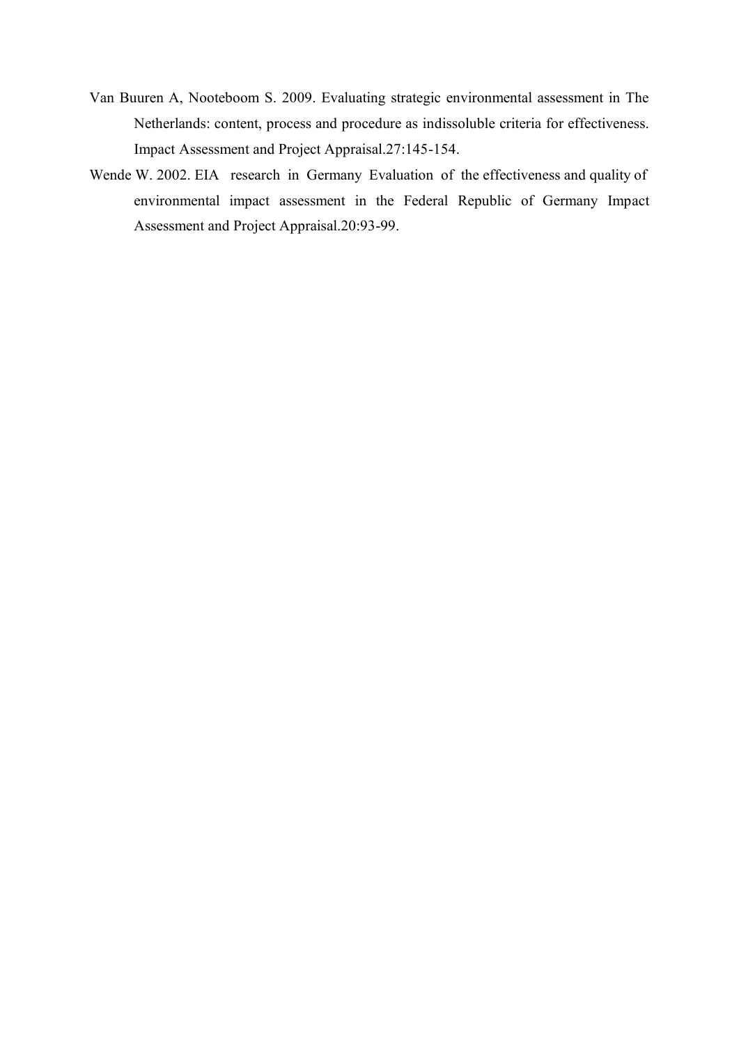Van Buuren A, Nooteboom S. 2009. Evaluating strategic environmental assessment in The Netherlands: content, process and procedure as indissoluble criteria for effectiveness. Impact Assessment and Project Appraisal.27:145-154.

Wende W. 2002. EIA research in Germany Evaluation of the effectiveness and quality of environmental impact assessment in the Federal Republic of Germany Impact Assessment and Project Appraisal.20:93-99.